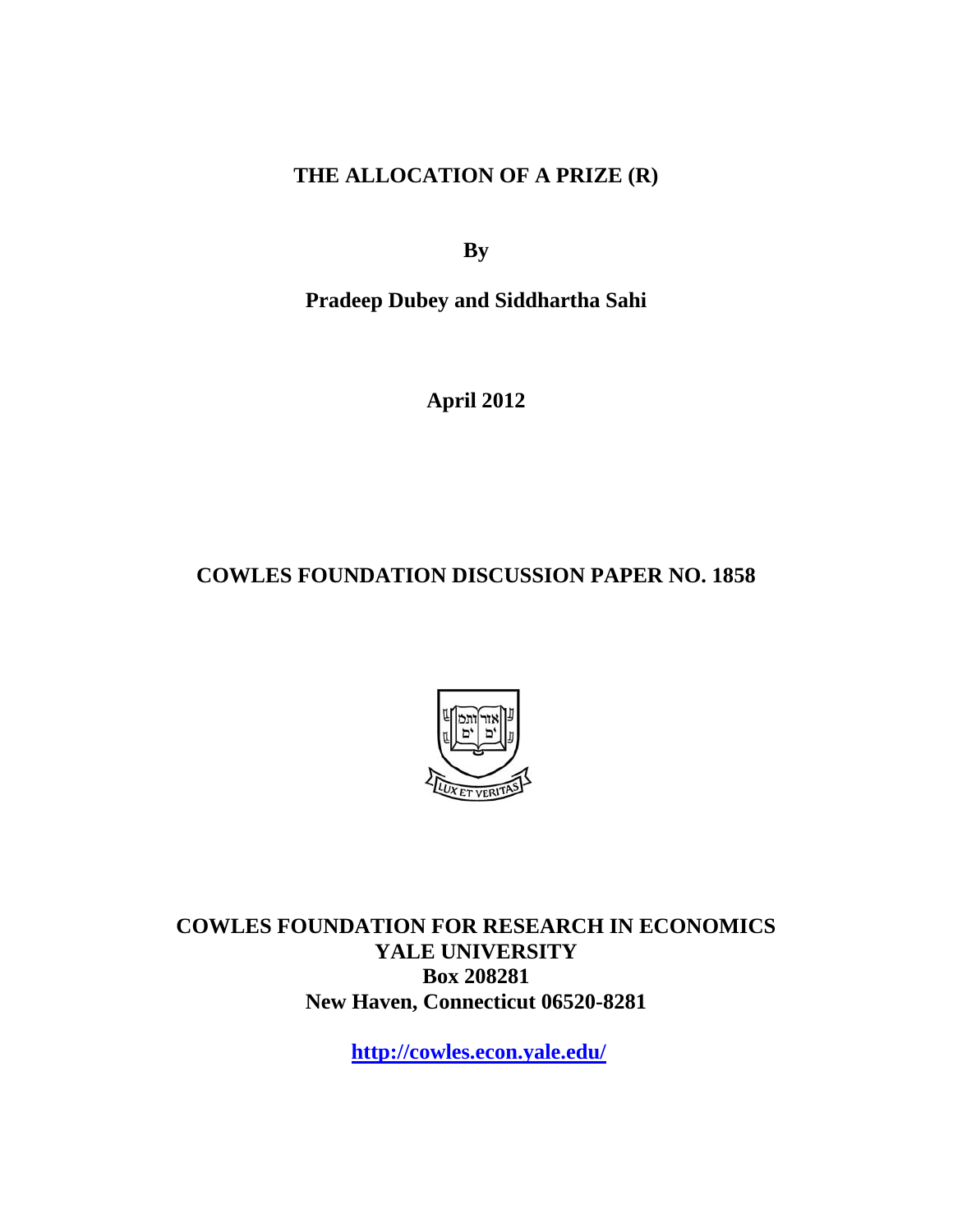# THE ALLOCATION OF A PRIZE (R)

**By**

**Pradeep Dubey and Siddhartha Sahi**

**April 2012**

## COWLES FOUNDATION DISCUSSION PAPER NO. 1858

**COWLES FOUNDATION FOR RESEARCH IN ECONOMICS**
**YALE UNIVERSITY**
**Box 208281**
**New Haven, Connecticut 06520-8281**

**http://cowles.econ.yale.edu/**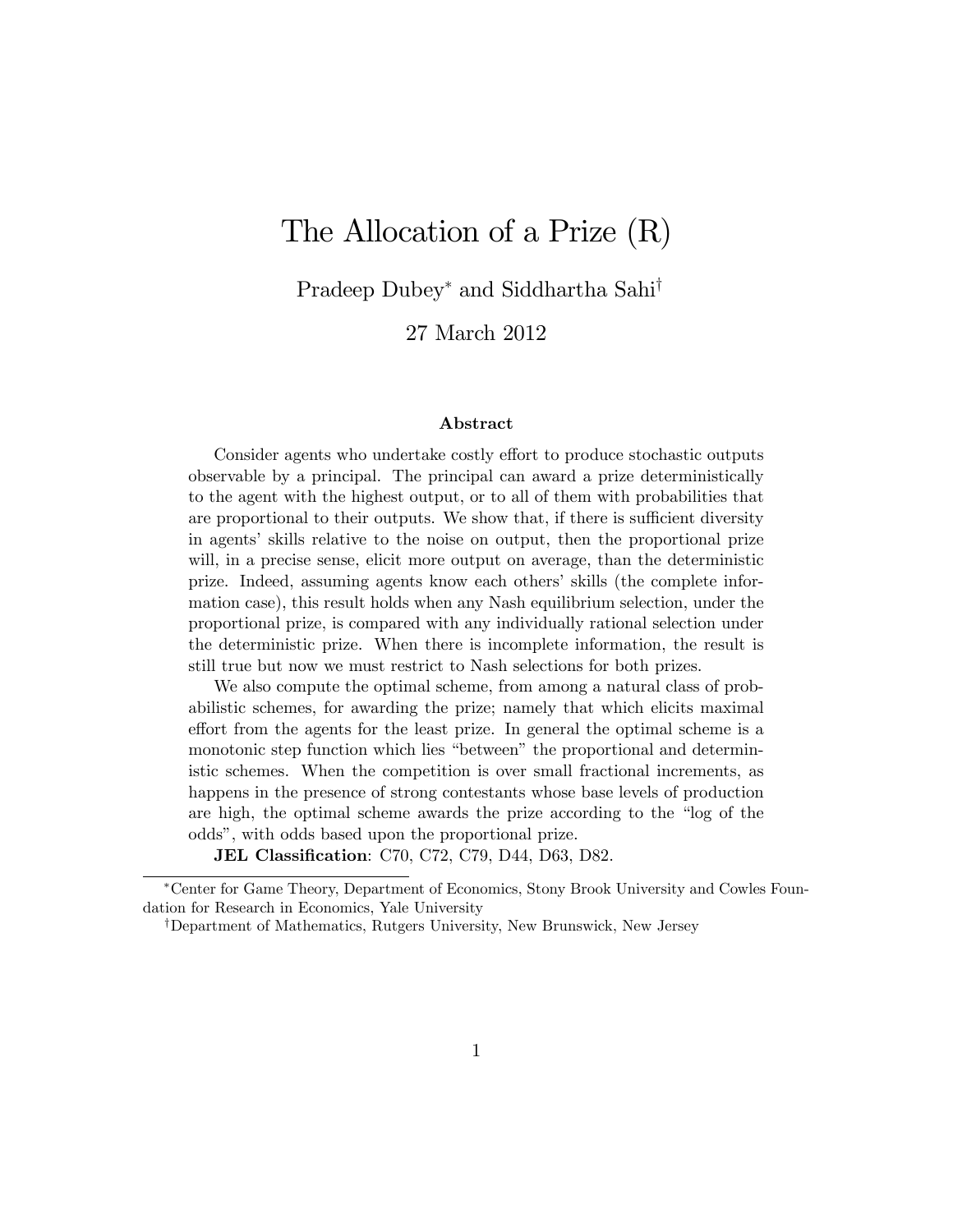# The Allocation of a Prize (R)

Pradeep Dubey[*] and Siddhartha Sahi[†]

27 March 2012

### Abstract

Consider agents who undertake costly effort to produce stochastic outputs observable by a principal. The principal can award a prize deterministically to the agent with the highest output, or to all of them with probabilities that are proportional to their outputs. We show that, if there is sufficient diversity in agents' skills relative to the noise on output, then the proportional prize will, in a precise sense, elicit more output on average, than the deterministic prize. Indeed, assuming agents know each others' skills (the complete information case), this result holds when any Nash equilibrium selection, under the proportional prize, is compared with any individually rational selection under the deterministic prize. When there is incomplete information, the result is still true but now we must restrict to Nash selections for both prizes.

We also compute the optimal scheme, from among a natural class of probabilistic schemes, for awarding the prize; namely that which elicits maximal effort from the agents for the least prize. In general the optimal scheme is a monotonic step function which lies "between" the proportional and deterministic schemes. When the competition is over small fractional increments, as happens in the presence of strong contestants whose base levels of production are high, the optimal scheme awards the prize according to the "log of the odds", with odds based upon the proportional prize.

**JEL Classification**: C70, C72, C79, D44, D63, D82.

---

[*] Center for Game Theory, Department of Economics, Stony Brook University and Cowles Foundation for Research in Economics, Yale University

[†] Department of Mathematics, Rutgers University, New Brunswick, New Jersey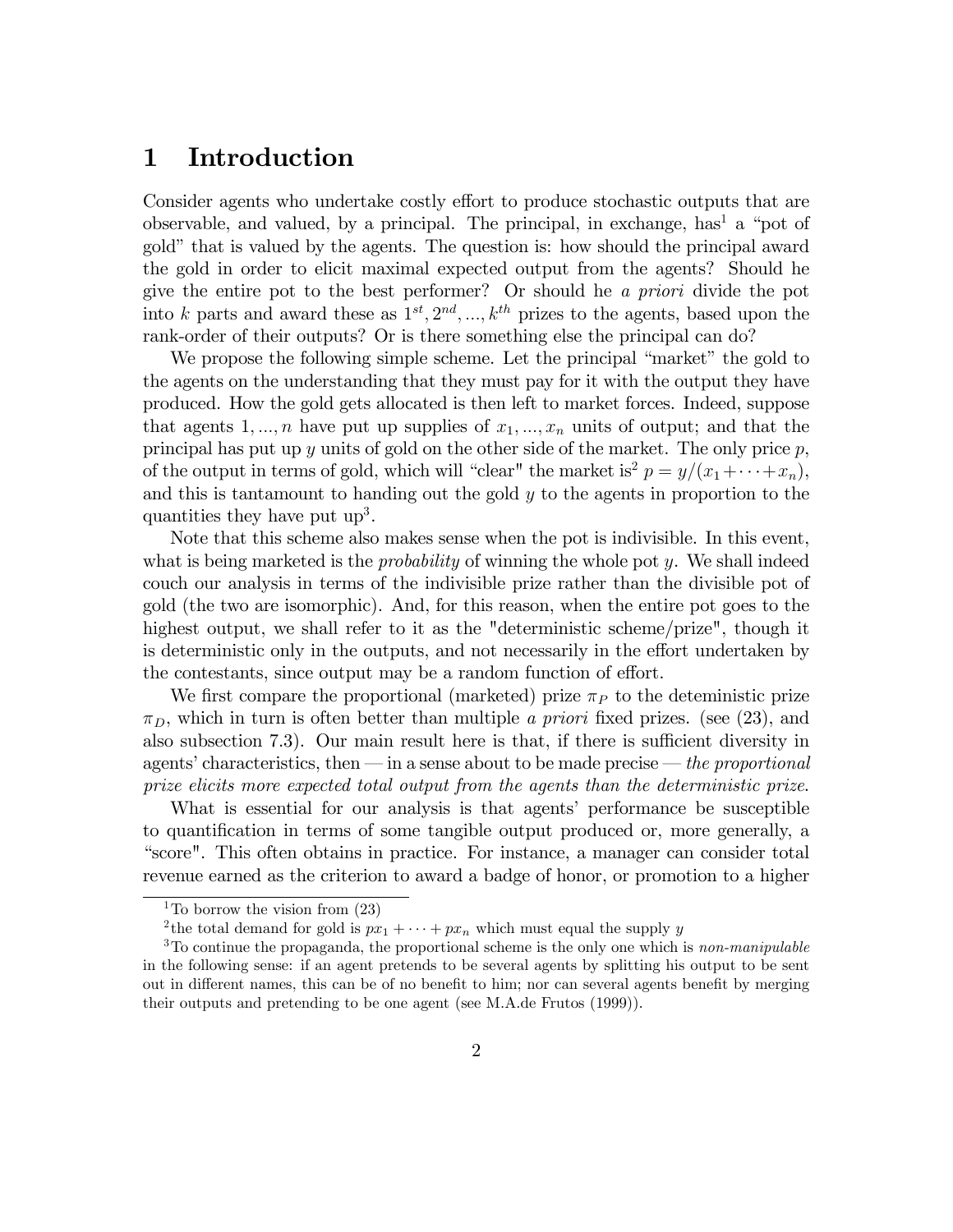# 1 Introduction

Consider agents who undertake costly effort to produce stochastic outputs that are observable, and valued, by a principal. The principal, in exchange, has[1] a "pot of gold" that is valued by the agents. The question is: how should the principal award the gold in order to elicit maximal expected output from the agents? Should he give the entire pot to the best performer? Or should he *a priori* divide the pot into $k$ parts and award these as $1^{st}, 2^{nd}, ..., k^{th}$ prizes to the agents, based upon the rank-order of their outputs? Or is there something else the principal can do?

We propose the following simple scheme. Let the principal "market" the gold to the agents on the understanding that they must pay for it with the output they have produced. How the gold gets allocated is then left to market forces. Indeed, suppose that agents $1, ..., n$ have put up supplies of $x_1, ..., x_n$ units of output; and that the principal has put up $y$ units of gold on the other side of the market. The only price $p$, of the output in terms of gold, which will "clear" the market is[2] $p = y/(x_1 + \cdots + x_n)$, and this is tantamount to handing out the gold $y$ to the agents in proportion to the quantities they have put up[3].

Note that this scheme also makes sense when the pot is indivisible. In this event, what is being marketed is the *probability* of winning the whole pot $y$. We shall indeed couch our analysis in terms of the indivisible prize rather than the divisible pot of gold (the two are isomorphic). And, for this reason, when the entire pot goes to the highest output, we shall refer to it as the "deterministic scheme/prize", though it is deterministic only in the outputs, and not necessarily in the effort undertaken by the contestants, since output may be a random function of effort.

We first compare the proportional (marketed) prize $\pi_P$ to the deteministic prize $\pi_D$, which in turn is often better than multiple *a priori* fixed prizes. (see (23), and also subsection 7.3). Our main result here is that, if there is sufficient diversity in agents' characteristics, then — in a sense about to be made precise — *the proportional prize elicits more expected total output from the agents than the deterministic prize.*

What is essential for our analysis is that agents' performance be susceptible to quantification in terms of some tangible output produced or, more generally, a "score". This often obtains in practice. For instance, a manager can consider total revenue earned as the criterion to award a badge of honor, or promotion to a higher

---

[1] To borrow the vision from (23)

[2] the total demand for gold is $px_1 + \cdots + px_n$ which must equal the supply $y$

[3] To continue the propaganda, the proportional scheme is the only one which is *non-manipulable* in the following sense: if an agent pretends to be several agents by splitting his output to be sent out in different names, this can be of no benefit to him; nor can several agents benefit by merging their outputs and pretending to be one agent (see M.A.de Frutos (1999)).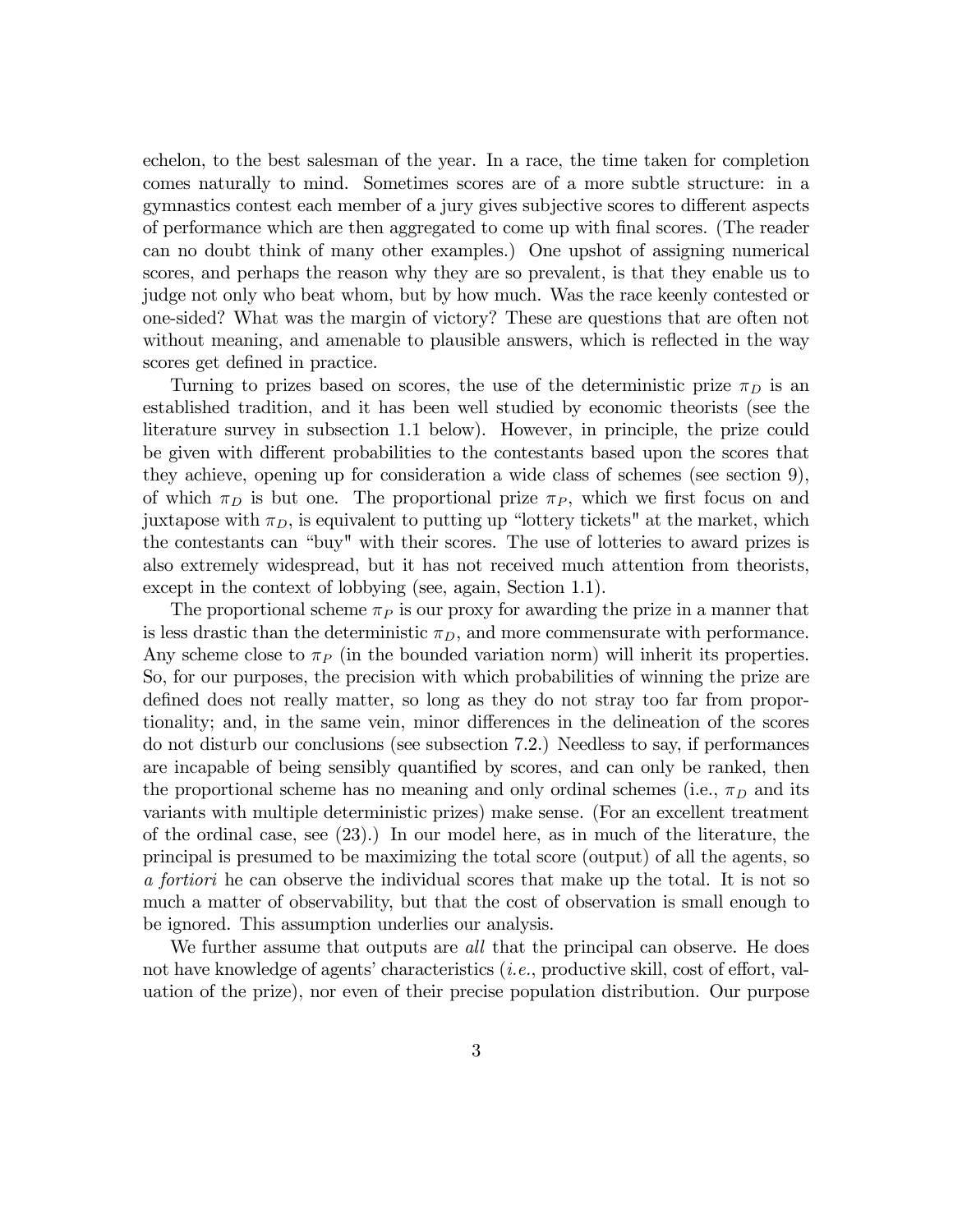echelon, to the best salesman of the year. In a race, the time taken for completion comes naturally to mind. Sometimes scores are of a more subtle structure: in a gymnastics contest each member of a jury gives subjective scores to different aspects of performance which are then aggregated to come up with final scores. (The reader can no doubt think of many other examples.) One upshot of assigning numerical scores, and perhaps the reason why they are so prevalent, is that they enable us to judge not only who beat whom, but by how much. Was the race keenly contested or one-sided? What was the margin of victory? These are questions that are often not without meaning, and amenable to plausible answers, which is reflected in the way scores get defined in practice.

Turning to prizes based on scores, the use of the deterministic prize $\pi_D$ is an established tradition, and it has been well studied by economic theorists (see the literature survey in subsection 1.1 below). However, in principle, the prize could be given with different probabilities to the contestants based upon the scores that they achieve, opening up for consideration a wide class of schemes (see section 9), of which $\pi_D$ is but one. The proportional prize $\pi_P$, which we first focus on and juxtapose with $\pi_D$, is equivalent to putting up "lottery tickets" at the market, which the contestants can "buy" with their scores. The use of lotteries to award prizes is also extremely widespread, but it has not received much attention from theorists, except in the context of lobbying (see, again, Section 1.1).

The proportional scheme $\pi_P$ is our proxy for awarding the prize in a manner that is less drastic than the deterministic $\pi_D$, and more commensurate with performance. Any scheme close to $\pi_P$ (in the bounded variation norm) will inherit its properties. So, for our purposes, the precision with which probabilities of winning the prize are defined does not really matter, so long as they do not stray too far from proportionality; and, in the same vein, minor differences in the delineation of the scores do not disturb our conclusions (see subsection 7.2.) Needless to say, if performances are incapable of being sensibly quantified by scores, and can only be ranked, then the proportional scheme has no meaning and only ordinal schemes (i.e., $\pi_D$ and its variants with multiple deterministic prizes) make sense. (For an excellent treatment of the ordinal case, see (23).) In our model here, as in much of the literature, the principal is presumed to be maximizing the total score (output) of all the agents, so *a fortiori* he can observe the individual scores that make up the total. It is not so much a matter of observability, but that the cost of observation is small enough to be ignored. This assumption underlies our analysis.

We further assume that outputs are *all* that the principal can observe. He does not have knowledge of agents' characteristics (*i.e.*, productive skill, cost of effort, valuation of the prize), nor even of their precise population distribution. Our purpose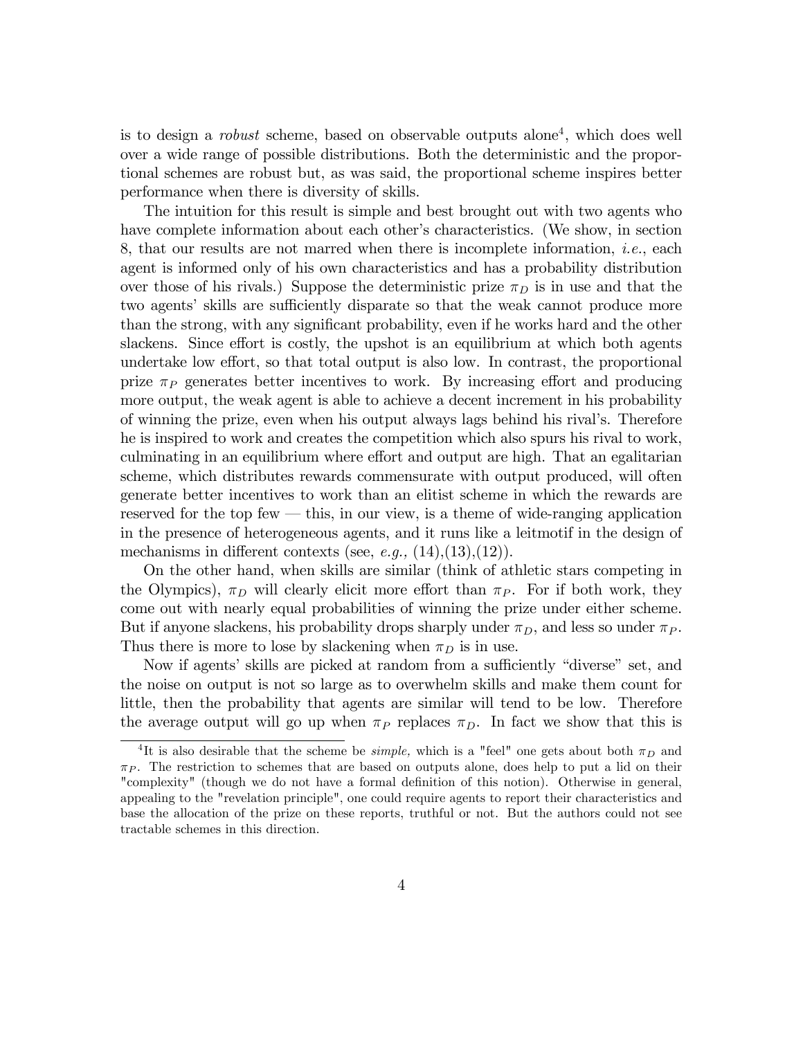is to design a *robust* scheme, based on observable outputs alone[4], which does well over a wide range of possible distributions. Both the deterministic and the proportional schemes are robust but, as was said, the proportional scheme inspires better performance when there is diversity of skills.

The intuition for this result is simple and best brought out with two agents who have complete information about each other's characteristics. (We show, in section 8, that our results are not marred when there is incomplete information, *i.e.*, each agent is informed only of his own characteristics and has a probability distribution over those of his rivals.) Suppose the deterministic prize $\pi_D$ is in use and that the two agents' skills are sufficiently disparate so that the weak cannot produce more than the strong, with any significant probability, even if he works hard and the other slackens. Since effort is costly, the upshot is an equilibrium at which both agents undertake low effort, so that total output is also low. In contrast, the proportional prize $\pi_P$ generates better incentives to work. By increasing effort and producing more output, the weak agent is able to achieve a decent increment in his probability of winning the prize, even when his output always lags behind his rival's. Therefore he is inspired to work and creates the competition which also spurs his rival to work, culminating in an equilibrium where effort and output are high. That an egalitarian scheme, which distributes rewards commensurate with output produced, will often generate better incentives to work than an elitist scheme in which the rewards are reserved for the top few — this, in our view, is a theme of wide-ranging application in the presence of heterogeneous agents, and it runs like a leitmotif in the design of mechanisms in different contexts (see, *e.g.,* (14),(13),(12)).

On the other hand, when skills are similar (think of athletic stars competing in the Olympics), $\pi_D$ will clearly elicit more effort than $\pi_P$. For if both work, they come out with nearly equal probabilities of winning the prize under either scheme. But if anyone slackens, his probability drops sharply under $\pi_D$, and less so under $\pi_P$. Thus there is more to lose by slackening when $\pi_D$ is in use.

Now if agents' skills are picked at random from a sufficiently "diverse" set, and the noise on output is not so large as to overwhelm skills and make them count for little, then the probability that agents are similar will tend to be low. Therefore the average output will go up when $\pi_P$ replaces $\pi_D$. In fact we show that this is

[4] It is also desirable that the scheme be *simple,* which is a "feel" one gets about both $\pi_D$ and $\pi_P$. The restriction to schemes that are based on outputs alone, does help to put a lid on their "complexity" (though we do not have a formal definition of this notion). Otherwise in general, appealing to the "revelation principle", one could require agents to report their characteristics and base the allocation of the prize on these reports, truthful or not. But the authors could not see tractable schemes in this direction.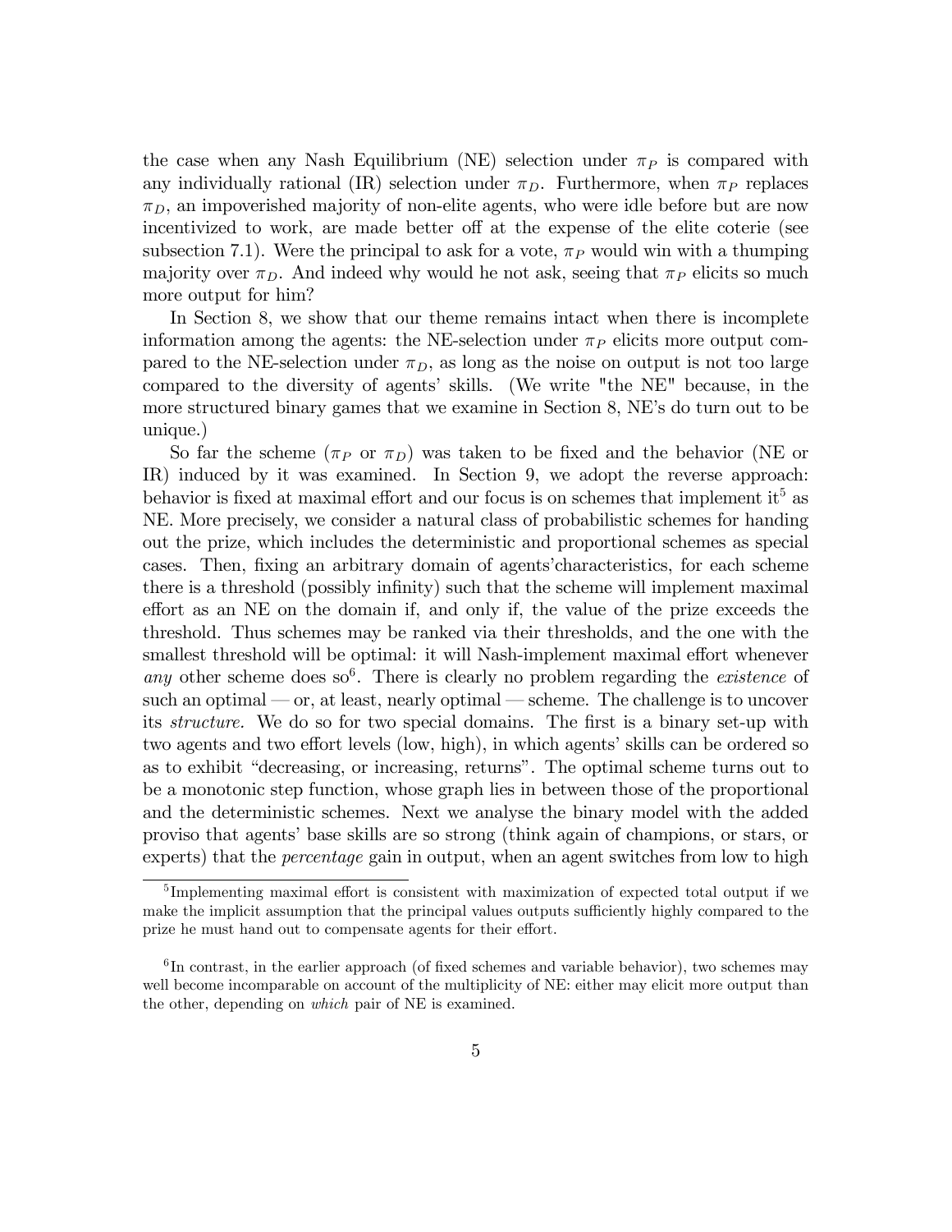the case when any Nash Equilibrium (NE) selection under $\pi_P$ is compared with any individually rational (IR) selection under $\pi_D$. Furthermore, when $\pi_P$ replaces $\pi_D$, an impoverished majority of non-elite agents, who were idle before but are now incentivized to work, are made better off at the expense of the elite coterie (see subsection 7.1). Were the principal to ask for a vote, $\pi_P$ would win with a thumping majority over $\pi_D$. And indeed why would he not ask, seeing that $\pi_P$ elicits so much more output for him?

In Section 8, we show that our theme remains intact when there is incomplete information among the agents: the NE-selection under $\pi_P$ elicits more output compared to the NE-selection under $\pi_D$, as long as the noise on output is not too large compared to the diversity of agents' skills. (We write "the NE" because, in the more structured binary games that we examine in Section 8, NE's do turn out to be unique.)

So far the scheme ($\pi_P$ or $\pi_D$) was taken to be fixed and the behavior (NE or IR) induced by it was examined. In Section 9, we adopt the reverse approach: behavior is fixed at maximal effort and our focus is on schemes that implement it[5] as NE. More precisely, we consider a natural class of probabilistic schemes for handing out the prize, which includes the deterministic and proportional schemes as special cases. Then, fixing an arbitrary domain of agents'characteristics, for each scheme there is a threshold (possibly infinity) such that the scheme will implement maximal effort as an NE on the domain if, and only if, the value of the prize exceeds the threshold. Thus schemes may be ranked via their thresholds, and the one with the smallest threshold will be optimal: it will Nash-implement maximal effort whenever *any* other scheme does so[6]. There is clearly no problem regarding the *existence* of such an optimal — or, at least, nearly optimal — scheme. The challenge is to uncover its *structure.* We do so for two special domains. The first is a binary set-up with two agents and two effort levels (low, high), in which agents' skills can be ordered so as to exhibit "decreasing, or increasing, returns". The optimal scheme turns out to be a monotonic step function, whose graph lies in between those of the proportional and the deterministic schemes. Next we analyse the binary model with the added proviso that agents' base skills are so strong (think again of champions, or stars, or experts) that the *percentage* gain in output, when an agent switches from low to high

[5]Implementing maximal effort is consistent with maximization of expected total output if we make the implicit assumption that the principal values outputs sufficiently highly compared to the prize he must hand out to compensate agents for their effort.

[6]In contrast, in the earlier approach (of fixed schemes and variable behavior), two schemes may well become incomparable on account of the multiplicity of NE: either may elicit more output than the other, depending on *which* pair of NE is examined.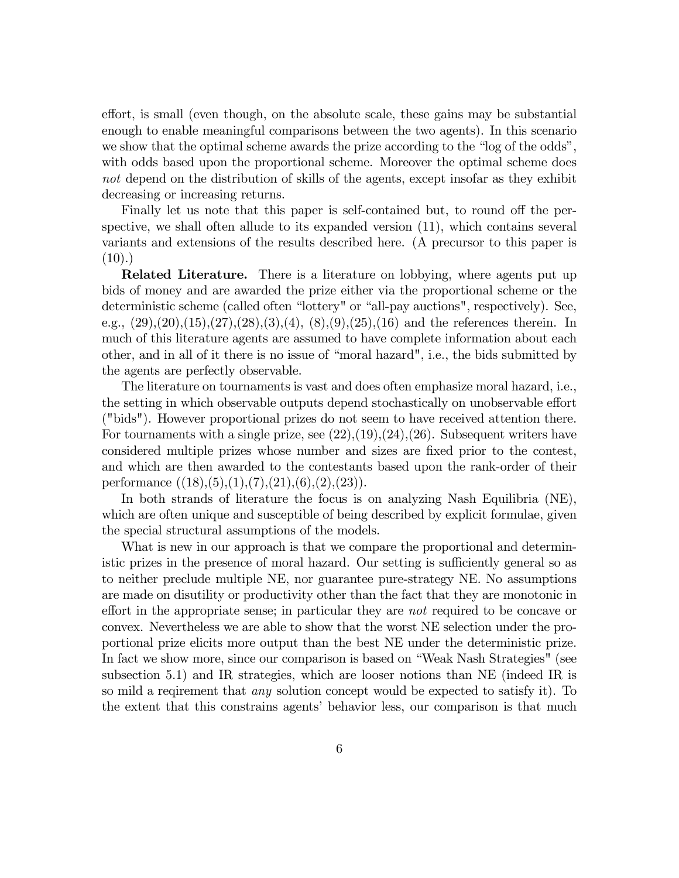effort, is small (even though, on the absolute scale, these gains may be substantial enough to enable meaningful comparisons between the two agents). In this scenario we show that the optimal scheme awards the prize according to the "log of the odds", with odds based upon the proportional scheme. Moreover the optimal scheme does *not* depend on the distribution of skills of the agents, except insofar as they exhibit decreasing or increasing returns.

Finally let us note that this paper is self-contained but, to round off the perspective, we shall often allude to its expanded version (11), which contains several variants and extensions of the results described here. (A precursor to this paper is (10).)

**Related Literature.** There is a literature on lobbying, where agents put up bids of money and are awarded the prize either via the proportional scheme or the deterministic scheme (called often "lottery" or "all-pay auctions", respectively). See, e.g., (29),(20),(15),(27),(28),(3),(4), (8),(9),(25),(16) and the references therein. In much of this literature agents are assumed to have complete information about each other, and in all of it there is no issue of "moral hazard", i.e., the bids submitted by the agents are perfectly observable.

The literature on tournaments is vast and does often emphasize moral hazard, i.e., the setting in which observable outputs depend stochastically on unobservable effort ("bids"). However proportional prizes do not seem to have received attention there. For tournaments with a single prize, see (22),(19),(24),(26). Subsequent writers have considered multiple prizes whose number and sizes are fixed prior to the contest, and which are then awarded to the contestants based upon the rank-order of their performance ((18),(5),(1),(7),(21),(6),(2),(23)).

In both strands of literature the focus is on analyzing Nash Equilibria (NE), which are often unique and susceptible of being described by explicit formulae, given the special structural assumptions of the models.

What is new in our approach is that we compare the proportional and deterministic prizes in the presence of moral hazard. Our setting is sufficiently general so as to neither preclude multiple NE, nor guarantee pure-strategy NE. No assumptions are made on disutility or productivity other than the fact that they are monotonic in effort in the appropriate sense; in particular they are *not* required to be concave or convex. Nevertheless we are able to show that the worst NE selection under the proportional prize elicits more output than the best NE under the deterministic prize. In fact we show more, since our comparison is based on "Weak Nash Strategies" (see subsection 5.1) and IR strategies, which are looser notions than NE (indeed IR is so mild a reqirement that *any* solution concept would be expected to satisfy it). To the extent that this constrains agents' behavior less, our comparison is that much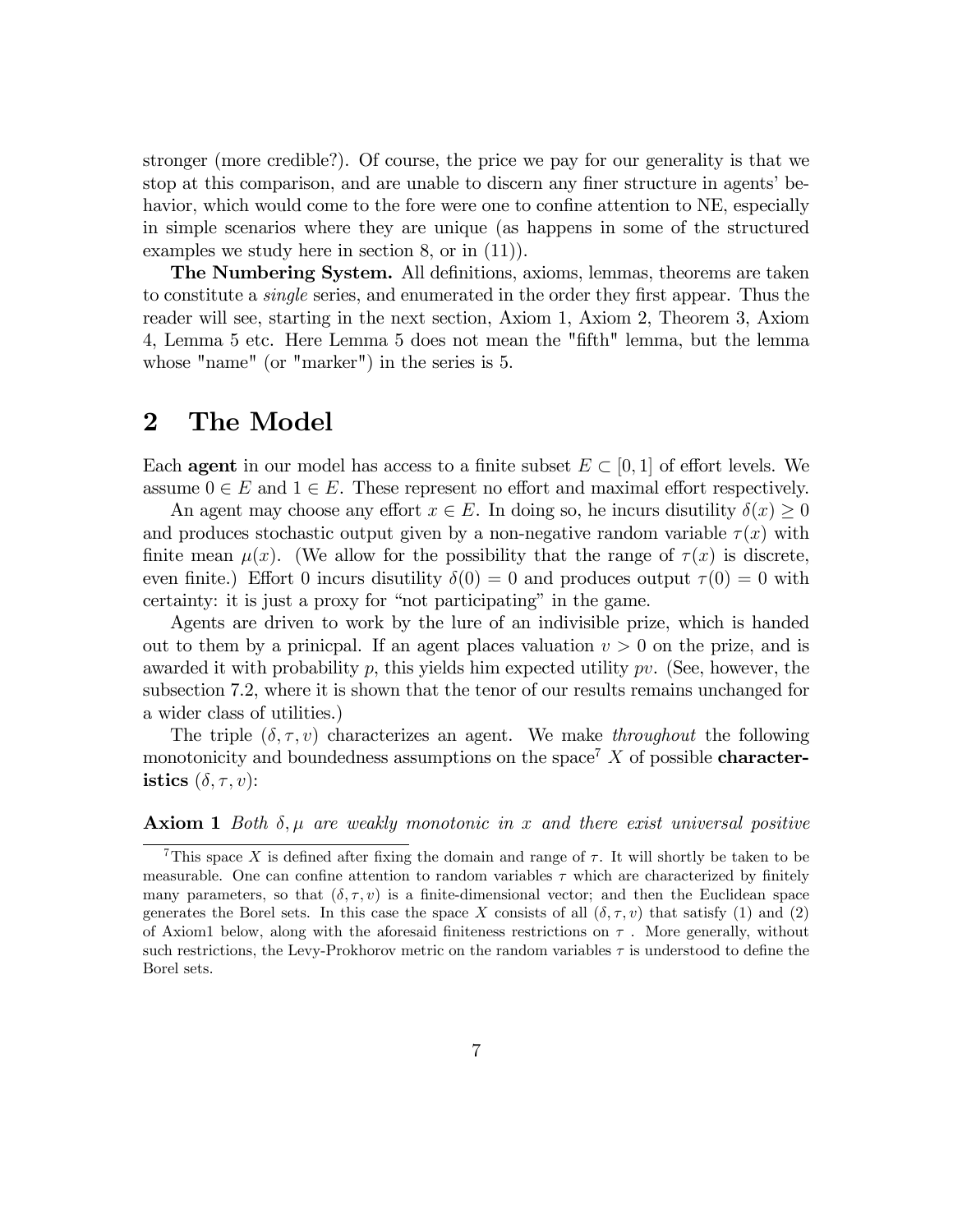stronger (more credible?). Of course, the price we pay for our generality is that we stop at this comparison, and are unable to discern any finer structure in agents' behavior, which would come to the fore were one to confine attention to NE, especially in simple scenarios where they are unique (as happens in some of the structured examples we study here in section 8, or in (11)).

**The Numbering System.** All definitions, axioms, lemmas, theorems are taken to constitute a *single* series, and enumerated in the order they first appear. Thus the reader will see, starting in the next section, Axiom 1, Axiom 2, Theorem 3, Axiom 4, Lemma 5 etc. Here Lemma 5 does not mean the "fifth" lemma, but the lemma whose "name" (or "marker") in the series is 5.

# 2 The Model

Each **agent** in our model has access to a finite subset $E \subset [0, 1]$ of effort levels. We assume $0 \in E$ and $1 \in E$. These represent no effort and maximal effort respectively.

An agent may choose any effort $x \in E$. In doing so, he incurs disutility $\delta(x) \geq 0$ and produces stochastic output given by a non-negative random variable $\tau(x)$ with finite mean $\mu(x)$. (We allow for the possibility that the range of $\tau(x)$ is discrete, even finite.) Effort 0 incurs disutility $\delta(0) = 0$ and produces output $\tau(0) = 0$ with certainty: it is just a proxy for "not participating" in the game.

Agents are driven to work by the lure of an indivisible prize, which is handed out to them by a prinicpal. If an agent places valuation $v > 0$ on the prize, and is awarded it with probability $p$, this yields him expected utility $pv$. (See, however, the subsection 7.2, where it is shown that the tenor of our results remains unchanged for a wider class of utilities.)

The triple $(\delta, \tau, v)$ characterizes an agent. We make *throughout* the following monotonicity and boundedness assumptions on the space[7] $X$ of possible **characteristics** $(\delta, \tau, v)$:

**Axiom 1** *Both $\delta, \mu$ are weakly monotonic in $x$ and there exist universal positive*

[7] This space $X$ is defined after fixing the domain and range of $\tau$. It will shortly be taken to be measurable. One can confine attention to random variables $\tau$ which are characterized by finitely many parameters, so that $(\delta, \tau, v)$ is a finite-dimensional vector; and then the Euclidean space generates the Borel sets. In this case the space $X$ consists of all $(\delta, \tau, v)$ that satisfy (1) and (2) of Axiom1 below, along with the aforesaid finiteness restrictions on $\tau$ . More generally, without such restrictions, the Levy-Prokhorov metric on the random variables $\tau$ is understood to define the Borel sets.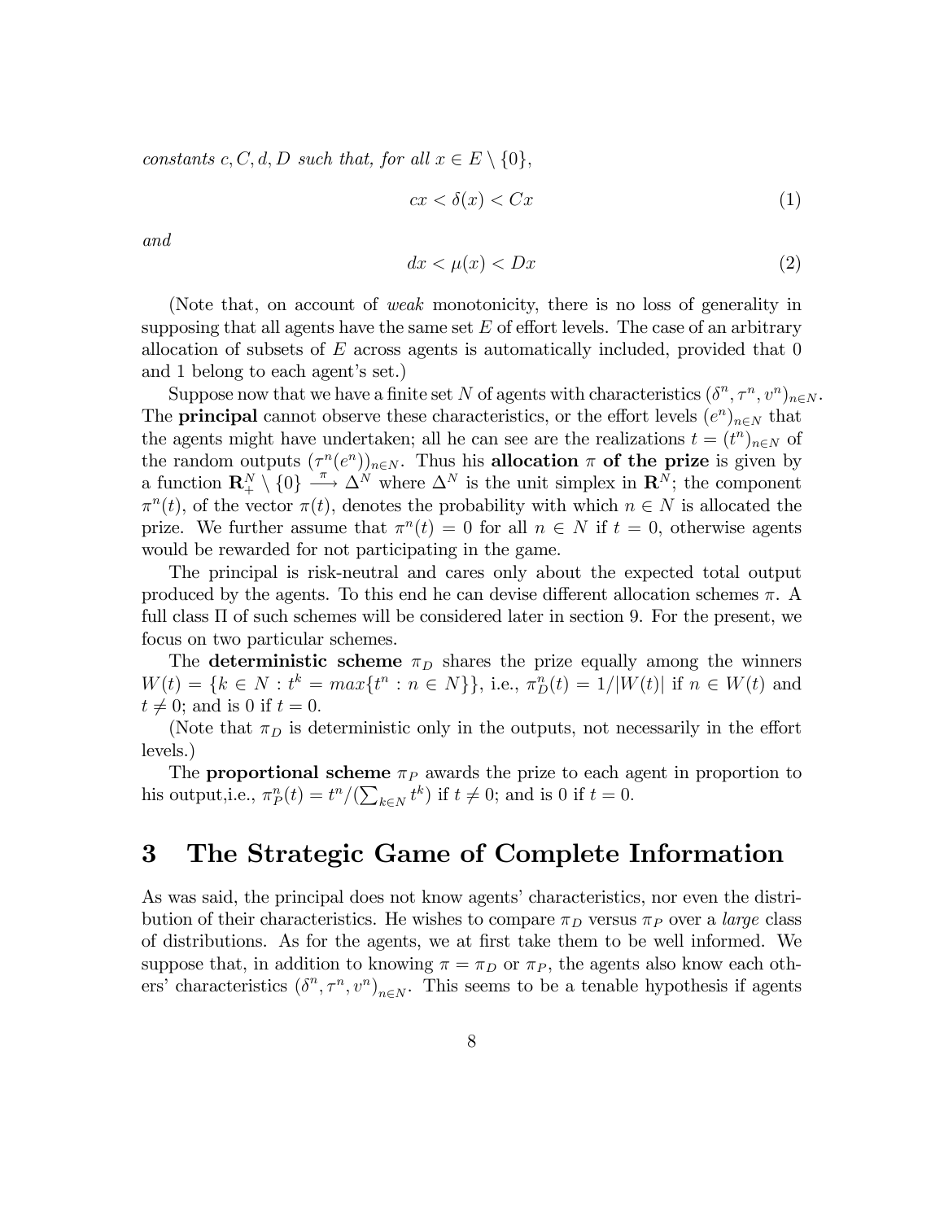*constants $c, C, d, D$ such that, for all $x \in E \setminus \{0\}$,*

$$cx < \delta(x) < Cx \tag{1}$$

*and*

$$dx < \mu(x) < Dx \tag{2}$$

(Note that, on account of *weak* monotonicity, there is no loss of generality in supposing that all agents have the same set $E$ of effort levels. The case of an arbitrary allocation of subsets of $E$ across agents is automatically included, provided that 0 and 1 belong to each agent's set.)

Suppose now that we have a finite set $N$ of agents with characteristics $(\delta^n, \tau^n, v^n)_{n \in N}$. The **principal** cannot observe these characteristics, or the effort levels $(e^n)_{n \in N}$ that the agents might have undertaken; all he can see are the realizations $t = (t^n)_{n \in N}$ of the random outputs $(\tau^n(e^n))_{n \in N}$. Thus his **allocation $\pi$ of the prize** is given by a function $\mathbf{R}^N_+ \setminus \{0\} \xrightarrow{\pi} \Delta^N$ where $\Delta^N$ is the unit simplex in $\mathbf{R}^N$; the component $\pi^n(t)$, of the vector $\pi(t)$, denotes the probability with which $n \in N$ is allocated the prize. We further assume that $\pi^n(t) = 0$ for all $n \in N$ if $t = 0$, otherwise agents would be rewarded for not participating in the game.

The principal is risk-neutral and cares only about the expected total output produced by the agents. To this end he can devise different allocation schemes $\pi$. A full class $\Pi$ of such schemes will be considered later in section 9. For the present, we focus on two particular schemes.

The **deterministic scheme** $\pi_D$ shares the prize equally among the winners $W(t) = \{k \in N : t^k = max\{t^n : n \in N\}\}$, i.e., $\pi^n_D(t) = 1/|W(t)|$ if $n \in W(t)$ and $t \neq 0$; and is 0 if $t = 0$.

(Note that $\pi_D$ is deterministic only in the outputs, not necessarily in the effort levels.)

The **proportional scheme** $\pi_P$ awards the prize to each agent in proportion to his output,i.e., $\pi^n_P(t) = t^n/(\sum_{k \in N} t^k)$ if $t \neq 0$; and is 0 if $t = 0$.

# 3 The Strategic Game of Complete Information

As was said, the principal does not know agents' characteristics, nor even the distribution of their characteristics. He wishes to compare $\pi_D$ versus $\pi_P$ over a *large* class of distributions. As for the agents, we at first take them to be well informed. We suppose that, in addition to knowing $\pi = \pi_D$ or $\pi_P$, the agents also know each others' characteristics $(\delta^n, \tau^n, v^n)_{n \in N}$. This seems to be a tenable hypothesis if agents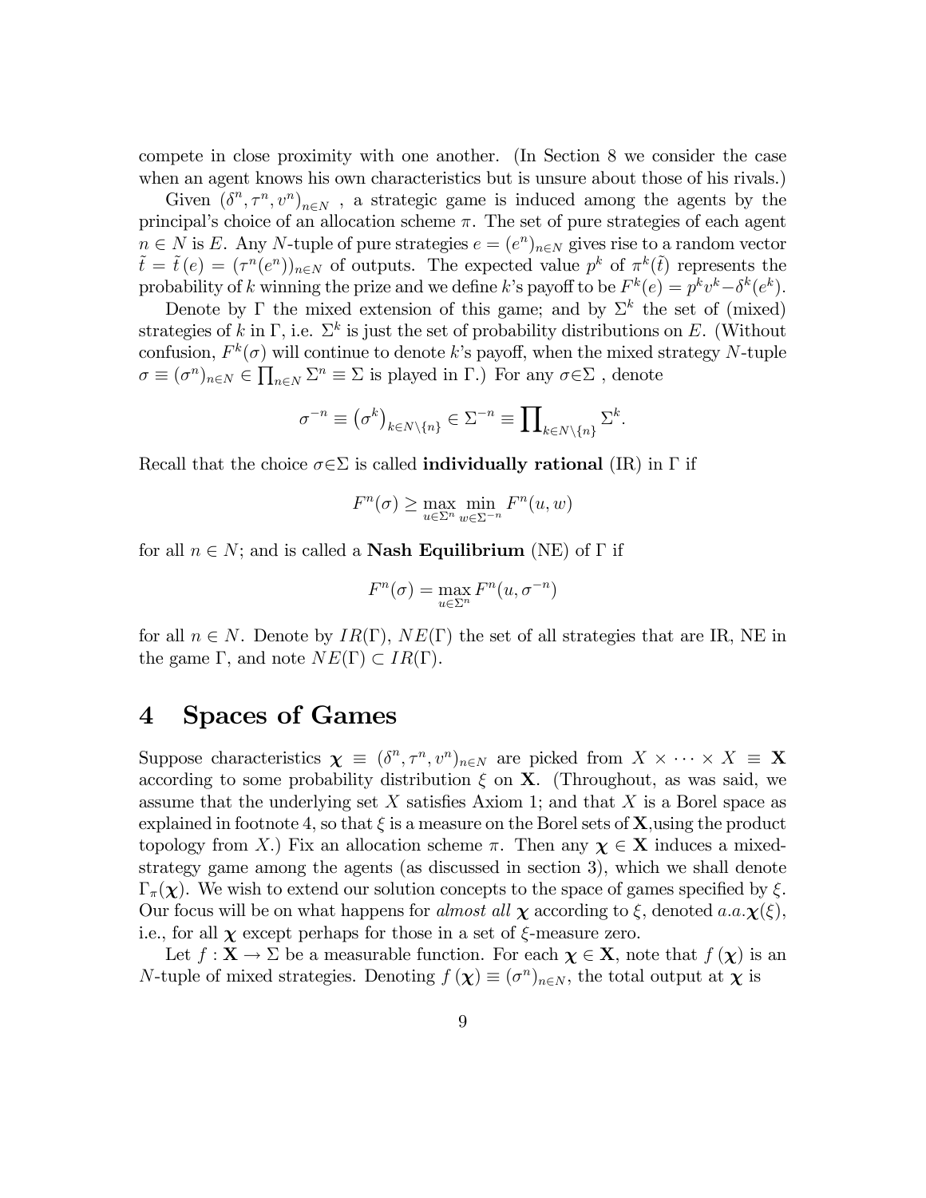compete in close proximity with one another. (In Section 8 we consider the case when an agent knows his own characteristics but is unsure about those of his rivals.)

Given $(\delta^n, \tau^n, v^n)_{n \in N}$, a strategic game is induced among the agents by the principal's choice of an allocation scheme $\pi$. The set of pure strategies of each agent $n \in N$ is $E$. Any $N$-tuple of pure strategies $e = (e^n)_{n \in N}$ gives rise to a random vector $\tilde{t} = \tilde{t}(e) = (\tau^n(e^n))_{n \in N}$ of outputs. The expected value $p^k$ of $\pi^k(\tilde{t})$ represents the probability of $k$ winning the prize and we define $k$'s payoff to be $F^k(e) = p^k v^k - \delta^k(e^k)$.

Denote by $\Gamma$ the mixed extension of this game; and by $\Sigma^k$ the set of (mixed) strategies of $k$ in $\Gamma$, i.e. $\Sigma^k$ is just the set of probability distributions on $E$. (Without confusion, $F^k(\sigma)$ will continue to denote $k$'s payoff, when the mixed strategy $N$-tuple $\sigma \equiv (\sigma^n)_{n \in N} \in \prod_{n \in N} \Sigma^n \equiv \Sigma$ is played in $\Gamma$.) For any $\sigma \in \Sigma$, denote

$$\sigma^{-n} \equiv \left(\sigma^k\right)_{k \in N \setminus \{n\}} \in \Sigma^{-n} \equiv \prod\nolimits_{k \in N \setminus \{n\}} \Sigma^k.$$

Recall that the choice $\sigma \in \Sigma$ is called **individually rational** (IR) in $\Gamma$ if

$$F^n(\sigma) \geq \max_{u \in \Sigma^n} \min_{w \in \Sigma^{-n}} F^n(u, w)$$

for all $n \in N$; and is called a **Nash Equilibrium** (NE) of $\Gamma$ if

$$F^n(\sigma) = \max_{u \in \Sigma^n} F^n(u, \sigma^{-n})$$

for all $n \in N$. Denote by $IR(\Gamma)$, $NE(\Gamma)$ the set of all strategies that are IR, NE in the game $\Gamma$, and note $NE(\Gamma) \subset IR(\Gamma)$.

# 4 Spaces of Games

Suppose characteristics $\boldsymbol{\chi} \equiv (\delta^n, \tau^n, v^n)_{n \in N}$ are picked from $X \times \cdots \times X \equiv \mathbf{X}$ according to some probability distribution $\xi$ on $\mathbf{X}$. (Throughout, as was said, we assume that the underlying set $X$ satisfies Axiom 1; and that $X$ is a Borel space as explained in footnote 4, so that $\xi$ is a measure on the Borel sets of $\mathbf{X}$,using the product topology from $X$.) Fix an allocation scheme $\pi$. Then any $\boldsymbol{\chi} \in \mathbf{X}$ induces a mixed-strategy game among the agents (as discussed in section 3), which we shall denote $\Gamma_\pi(\boldsymbol{\chi})$. We wish to extend our solution concepts to the space of games specified by $\xi$. Our focus will be on what happens for *almost all* $\boldsymbol{\chi}$ according to $\xi$, denoted $a.a.\boldsymbol{\chi}(\xi)$, i.e., for all $\boldsymbol{\chi}$ except perhaps for those in a set of $\xi$-measure zero.

Let $f : \mathbf{X} \to \Sigma$ be a measurable function. For each $\boldsymbol{\chi} \in \mathbf{X}$, note that $f(\boldsymbol{\chi})$ is an $N$-tuple of mixed strategies. Denoting $f(\boldsymbol{\chi}) \equiv (\sigma^n)_{n \in N}$, the total output at $\boldsymbol{\chi}$ is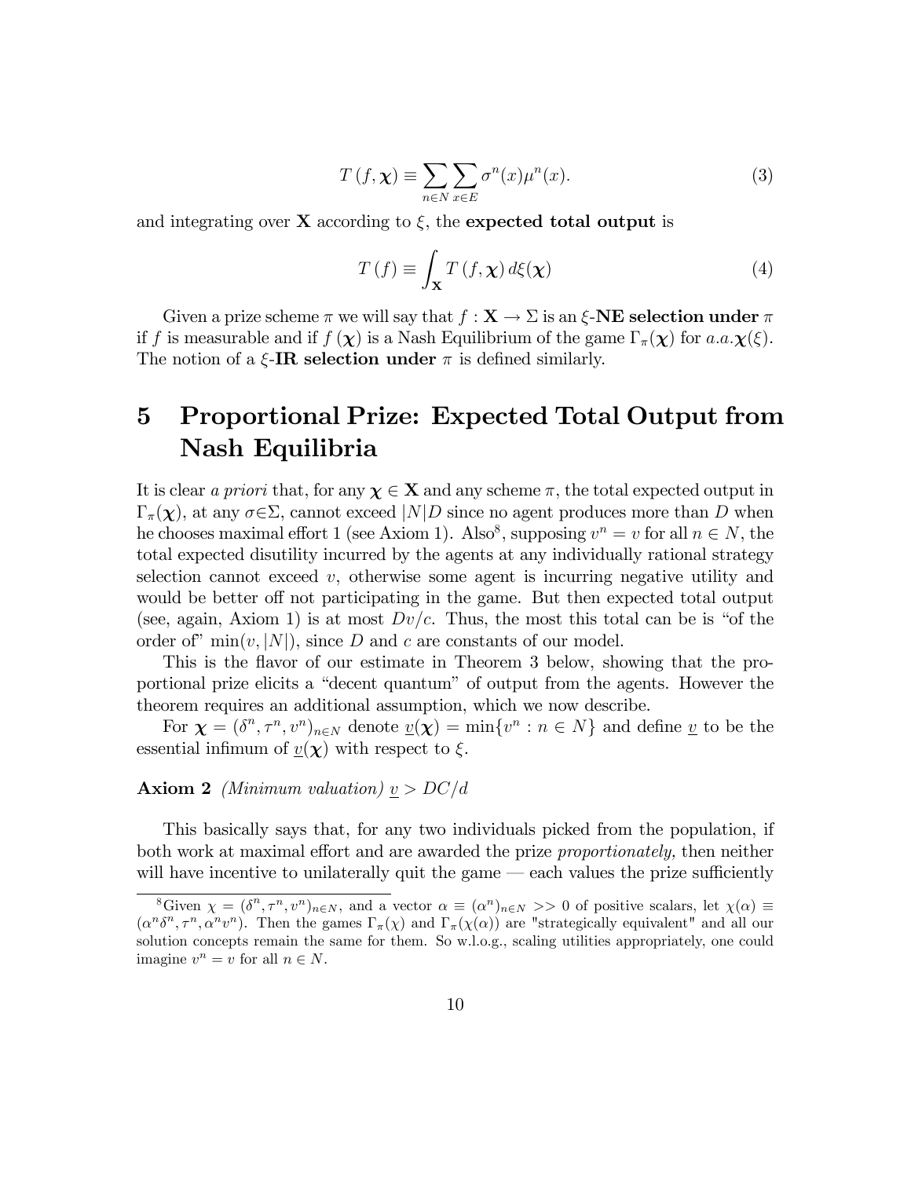$$T(f, \boldsymbol{\chi}) \equiv \sum_{n \in N} \sum_{x \in E} \sigma^n(x) \mu^n(x). \tag{3}$$

and integrating over $\mathbf{X}$ according to $\xi$, the **expected total output** is

$$T(f) \equiv \int_{\mathbf{X}} T(f, \boldsymbol{\chi}) \, d\xi(\boldsymbol{\chi}) \tag{4}$$

Given a prize scheme $\pi$ we will say that $f : \mathbf{X} \to \Sigma$ is an $\xi$-**NE selection under** $\pi$ if $f$ is measurable and if $f(\boldsymbol{\chi})$ is a Nash Equilibrium of the game $\Gamma_\pi(\boldsymbol{\chi})$ for $a.a.\boldsymbol{\chi}(\xi)$. The notion of a $\xi$-**IR selection under** $\pi$ is defined similarly.

# 5 Proportional Prize: Expected Total Output from Nash Equilibria

It is clear *a priori* that, for any $\boldsymbol{\chi} \in \mathbf{X}$ and any scheme $\pi$, the total expected output in $\Gamma_\pi(\boldsymbol{\chi})$, at any $\sigma \in \Sigma$, cannot exceed $|N|D$ since no agent produces more than $D$ when he chooses maximal effort 1 (see Axiom 1). Also[8], supposing $v^n = v$ for all $n \in N$, the total expected disutility incurred by the agents at any individually rational strategy selection cannot exceed $v$, otherwise some agent is incurring negative utility and would be better off not participating in the game. But then expected total output (see, again, Axiom 1) is at most $Dv/c$. Thus, the most this total can be is "of the order of" $\min(v, |N|)$, since $D$ and $c$ are constants of our model.

This is the flavor of our estimate in Theorem 3 below, showing that the proportional prize elicits a "decent quantum" of output from the agents. However the theorem requires an additional assumption, which we now describe.

For $\boldsymbol{\chi} = (\delta^n, \tau^n, v^n)_{n \in N}$ denote $\underline{v}(\boldsymbol{\chi}) = \min\{v^n : n \in N\}$ and define $\underline{v}$ to be the essential infimum of $\underline{v}(\boldsymbol{\chi})$ with respect to $\xi$.

**Axiom 2** *(Minimum valuation)* $\underline{v} > DC/d$

This basically says that, for any two individuals picked from the population, if both work at maximal effort and are awarded the prize *proportionately,* then neither will have incentive to unilaterally quit the game — each values the prize sufficiently

---

[8] Given $\chi = (\delta^n, \tau^n, v^n)_{n \in N}$, and a vector $\alpha \equiv (\alpha^n)_{n \in N} >> 0$ of positive scalars, let $\chi(\alpha) \equiv (\alpha^n \delta^n, \tau^n, \alpha^n v^n)$. Then the games $\Gamma_\pi(\chi)$ and $\Gamma_\pi(\chi(\alpha))$ are "strategically equivalent" and all our solution concepts remain the same for them. So w.l.o.g., scaling utilities appropriately, one could imagine $v^n = v$ for all $n \in N$.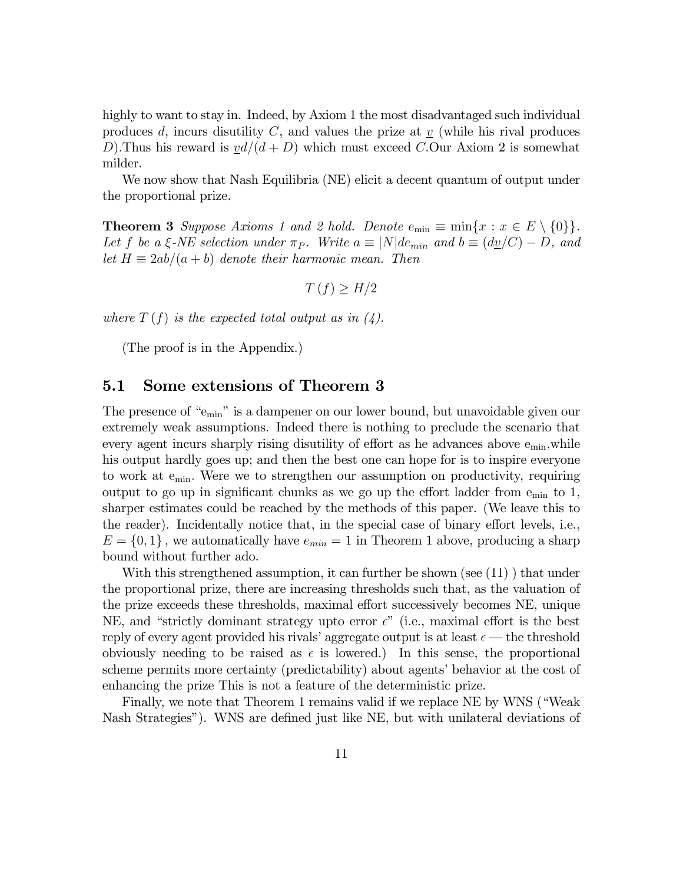highly to want to stay in. Indeed, by Axiom 1 the most disadvantaged such individual produces $d$, incurs disutility $C$, and values the prize at $\underline{v}$ (while his rival produces $D$).Thus his reward is $\underline{v}d/(d+D)$ which must exceed $C$.Our Axiom 2 is somewhat milder.

We now show that Nash Equilibria (NE) elicit a decent quantum of output under the proportional prize.

**Theorem 3** *Suppose Axioms 1 and 2 hold. Denote $e_{\min} \equiv \min\{x : x \in E \setminus \{0\}\}$. Let $f$ be a $\xi$-NE selection under $\pi_P$. Write $a \equiv |N|de_{min}$ and $b \equiv (d\underline{v}/C) - D$, and let $H \equiv 2ab/(a+b)$ denote their harmonic mean. Then*

$$T(f) \geq H/2$$

*where $T(f)$ is the expected total output as in (4).*

(The proof is in the Appendix.)

## 5.1 Some extensions of Theorem 3

The presence of "$e_{\min}$" is a dampener on our lower bound, but unavoidable given our extremely weak assumptions. Indeed there is nothing to preclude the scenario that every agent incurs sharply rising disutility of effort as he advances above $e_{\min}$,while his output hardly goes up; and then the best one can hope for is to inspire everyone to work at $e_{\min}$. Were we to strengthen our assumption on productivity, requiring output to go up in significant chunks as we go up the effort ladder from $e_{\min}$ to 1, sharper estimates could be reached by the methods of this paper. (We leave this to the reader). Incidentally notice that, in the special case of binary effort levels, i.e., $E = \{0, 1\}$, we automatically have $e_{min} = 1$ in Theorem 1 above, producing a sharp bound without further ado.

With this strengthened assumption, it can further be shown (see (11) ) that under the proportional prize, there are increasing thresholds such that, as the valuation of the prize exceeds these thresholds, maximal effort successively becomes NE, unique NE, and "strictly dominant strategy upto error $\epsilon$" (i.e., maximal effort is the best reply of every agent provided his rivals' aggregate output is at least $\epsilon$ — the threshold obviously needing to be raised as $\epsilon$ is lowered.) In this sense, the proportional scheme permits more certainty (predictability) about agents' behavior at the cost of enhancing the prize This is not a feature of the deterministic prize.

Finally, we note that Theorem 1 remains valid if we replace NE by WNS ("Weak Nash Strategies"). WNS are defined just like NE, but with unilateral deviations of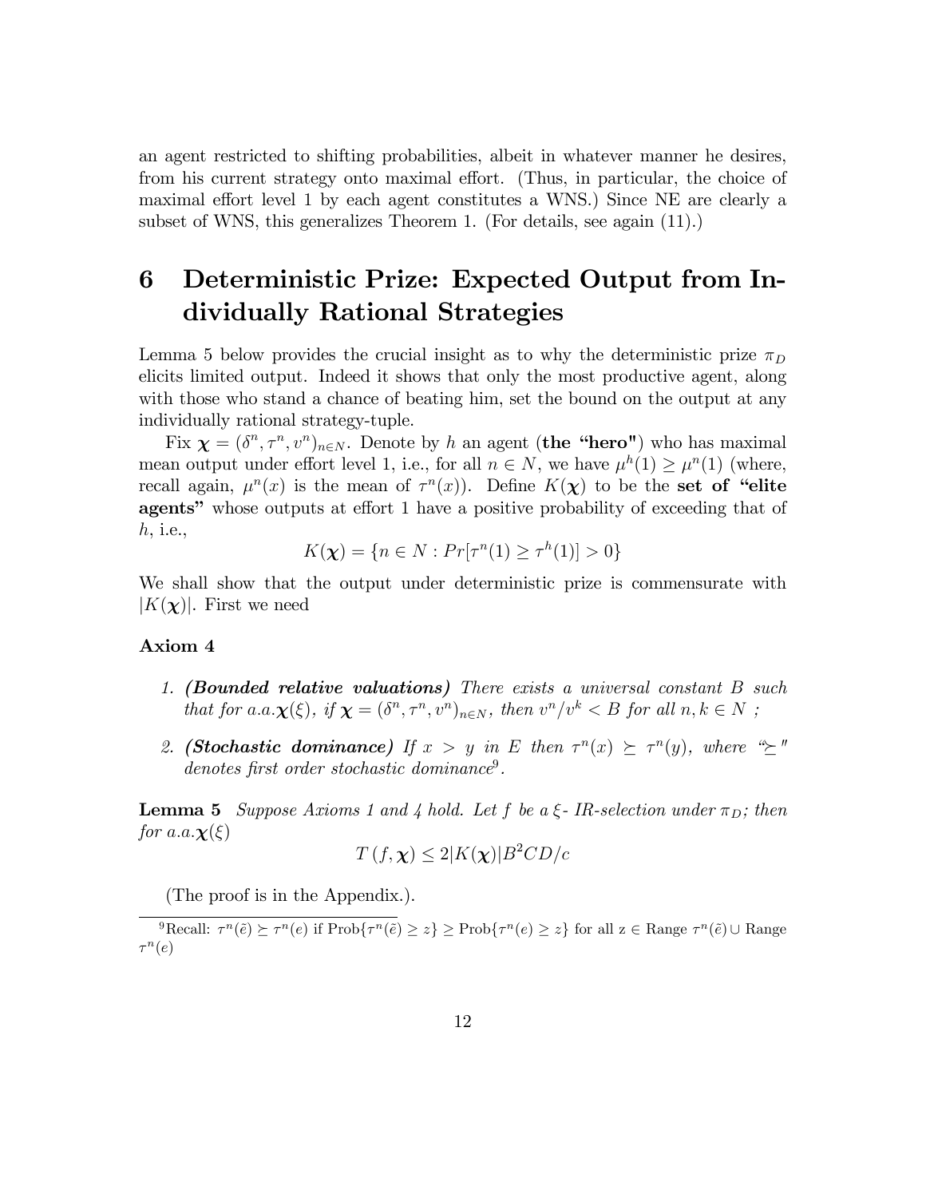an agent restricted to shifting probabilities, albeit in whatever manner he desires, from his current strategy onto maximal effort. (Thus, in particular, the choice of maximal effort level 1 by each agent constitutes a WNS.) Since NE are clearly a subset of WNS, this generalizes Theorem 1. (For details, see again (11).)

# 6 Deterministic Prize: Expected Output from Individually Rational Strategies

Lemma 5 below provides the crucial insight as to why the deterministic prize $\pi_D$ elicits limited output. Indeed it shows that only the most productive agent, along with those who stand a chance of beating him, set the bound on the output at any individually rational strategy-tuple.

Fix $\boldsymbol{\chi} = (\delta^n, \tau^n, v^n)_{n \in N}$. Denote by $h$ an agent (**the "hero"**) who has maximal mean output under effort level 1, i.e., for all $n \in N$, we have $\mu^h(1) \geq \mu^n(1)$ (where, recall again, $\mu^n(x)$ is the mean of $\tau^n(x)$). Define $K(\boldsymbol{\chi})$ to be the **set of "elite agents"** whose outputs at effort 1 have a positive probability of exceeding that of $h$, i.e.,

$$K(\boldsymbol{\chi}) = \{n \in N : Pr[\tau^n(1) \geq \tau^h(1)] > 0\}$$

We shall show that the output under deterministic prize is commensurate with $|K(\boldsymbol{\chi})|$. First we need

**Axiom 4**

1. ***(Bounded relative valuations)*** *There exists a universal constant $B$ such that for a.a.$\boldsymbol{\chi}(\xi)$, if $\boldsymbol{\chi} = (\delta^n, \tau^n, v^n)_{n \in N}$, then $v^n/v^k < B$ for all $n, k \in N$ ;*

2. ***(Stochastic dominance)*** *If $x > y$ in $E$ then $\tau^n(x) \succeq \tau^n(y)$, where "$\succeq$" denotes first order stochastic dominance*[9].

**Lemma 5** *Suppose Axioms 1 and 4 hold. Let $f$ be a $\xi$- IR-selection under $\pi_D$; then for a.a.$\boldsymbol{\chi}(\xi)$*

$$T(f, \boldsymbol{\chi}) \leq 2|K(\boldsymbol{\chi})|B^2 CD/c$$

(The proof is in the Appendix.).

[9] Recall: $\tau^n(\tilde{e}) \succeq \tau^n(e)$ if Prob$\{\tau^n(\tilde{e}) \geq z\} \geq$ Prob$\{\tau^n(e) \geq z\}$ for all z $\in$ Range $\tau^n(\tilde{e}) \cup$ Range $\tau^n(e)$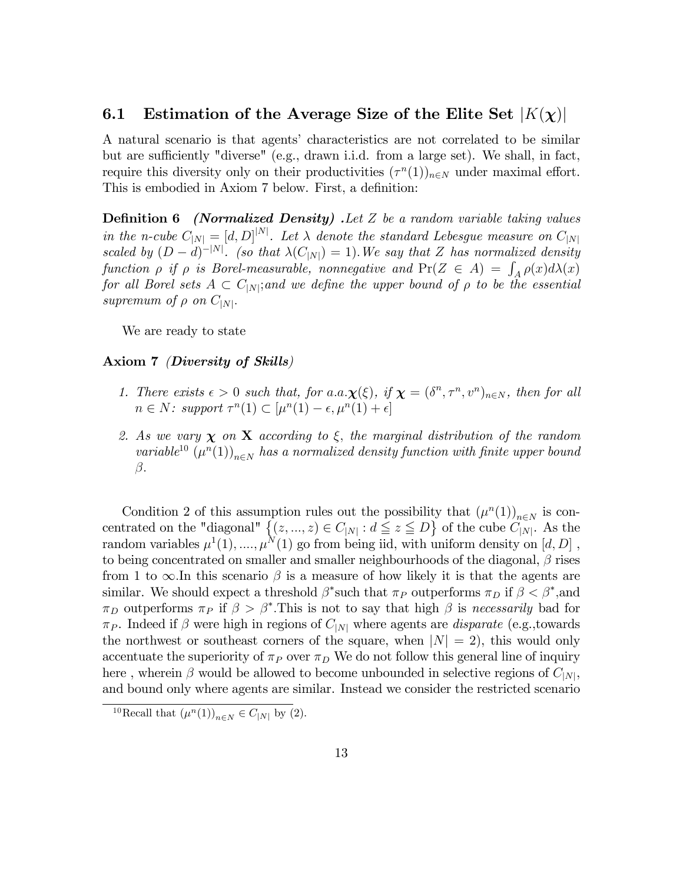### 6.1 Estimation of the Average Size of the Elite Set $|K(\boldsymbol{\chi})|$

A natural scenario is that agents' characteristics are not correlated to be similar but are sufficiently "diverse" (e.g., drawn i.i.d. from a large set). We shall, in fact, require this diversity only on their productivities $(\tau^n(1))_{n\in N}$ under maximal effort. This is embodied in Axiom 7 below. First, a definition:

**Definition 6** ***(Normalized Density)*** *.Let $Z$ be a random variable taking values in the n-cube $C_{|N|} = [d, D]^{|N|}$. Let $\lambda$ denote the standard Lebesgue measure on $C_{|N|}$ scaled by $(D-d)^{-|N|}$. (so that $\lambda(C_{|N|}) = 1$).We say that $Z$ has normalized density function $\rho$ if $\rho$ is Borel-measurable, nonnegative and $\Pr(Z \in A) = \int_A \rho(x) d\lambda(x)$ for all Borel sets $A \subset C_{|N|}$;and we define the upper bound of $\rho$ to be the essential supremum of $\rho$ on $C_{|N|}$.*

We are ready to state

**Axiom 7** ***(Diversity of Skills)***

1. *There exists $\epsilon > 0$ such that, for a.a.$\boldsymbol{\chi}(\xi)$, if $\boldsymbol{\chi} = (\delta^n, \tau^n, v^n)_{n\in N}$, then for all $n \in N$: support $\tau^n(1) \subset [\mu^n(1) - \epsilon, \mu^n(1) + \epsilon]$*

2. *As we vary $\boldsymbol{\chi}$ on $\mathbf{X}$ according to $\xi$, the marginal distribution of the random variable[10] $(\mu^n(1))_{n\in N}$ has a normalized density function with finite upper bound $\beta$.*

Condition 2 of this assumption rules out the possibility that $(\mu^n(1))_{n\in N}$ is concentrated on the "diagonal" $\{(z, ..., z) \in C_{|N|} : d \leqq z \leqq D\}$ of the cube $C_{|N|}$. As the random variables $\mu^1(1), ...., \mu^N(1)$ go from being iid, with uniform density on $[d, D]$ , to being concentrated on smaller and smaller neighbourhoods of the diagonal, $\beta$ rises from 1 to $\infty$.In this scenario $\beta$ is a measure of how likely it is that the agents are similar. We should expect a threshold $\beta^*$such that $\pi_P$ outperforms $\pi_D$ if $\beta < \beta^*$,and $\pi_D$ outperforms $\pi_P$ if $\beta > \beta^*$.This is not to say that high $\beta$ is *necessarily* bad for $\pi_P$. Indeed if $\beta$ were high in regions of $C_{|N|}$ where agents are *disparate* (e.g.,towards the northwest or southeast corners of the square, when $|N| = 2$), this would only accentuate the superiority of $\pi_P$ over $\pi_D$ We do not follow this general line of inquiry here , wherein $\beta$ would be allowed to become unbounded in selective regions of $C_{|N|}$, and bound only where agents are similar. Instead we consider the restricted scenario

[10] Recall that $(\mu^n(1))_{n\in N} \in C_{|N|}$ by (2).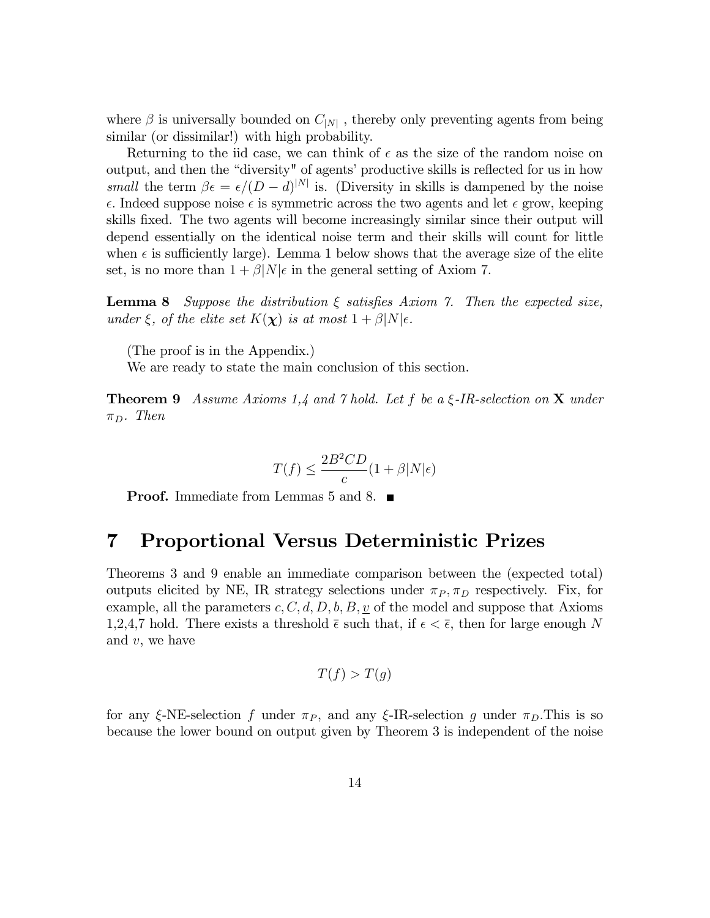where $\beta$ is universally bounded on $C_{|N|}$ , thereby only preventing agents from being similar (or dissimilar!) with high probability.

Returning to the iid case, we can think of $\epsilon$ as the size of the random noise on output, and then the "diversity" of agents' productive skills is reflected for us in how *small* the term $\beta\epsilon = \epsilon/(D-d)^{|N|}$ is. (Diversity in skills is dampened by the noise $\epsilon$. Indeed suppose noise $\epsilon$ is symmetric across the two agents and let $\epsilon$ grow, keeping skills fixed. The two agents will become increasingly similar since their output will depend essentially on the identical noise term and their skills will count for little when $\epsilon$ is sufficiently large). Lemma 1 below shows that the average size of the elite set, is no more than $1 + \beta|N|\epsilon$ in the general setting of Axiom 7.

**Lemma 8** *Suppose the distribution $\xi$ satisfies Axiom 7. Then the expected size, under $\xi$, of the elite set $K(\boldsymbol{\chi})$ is at most $1 + \beta|N|\epsilon$.*

(The proof is in the Appendix.)

We are ready to state the main conclusion of this section.

**Theorem 9** *Assume Axioms 1,4 and 7 hold. Let $f$ be a $\xi$-IR-selection on $\mathbf{X}$ under $\pi_D$. Then*

$$T(f) \leq \frac{2B^2CD}{c}(1 + \beta|N|\epsilon)$$

**Proof.** Immediate from Lemmas 5 and 8. ■

# 7 Proportional Versus Deterministic Prizes

Theorems 3 and 9 enable an immediate comparison between the (expected total) outputs elicited by NE, IR strategy selections under $\pi_P, \pi_D$ respectively. Fix, for example, all the parameters $c, C, d, D, b, B, \underline{v}$ of the model and suppose that Axioms 1,2,4,7 hold. There exists a threshold $\bar{\epsilon}$ such that, if $\epsilon < \bar{\epsilon}$, then for large enough $N$ and $v$, we have

$$T(f) > T(g)$$

for any $\xi$-NE-selection $f$ under $\pi_P$, and any $\xi$-IR-selection $g$ under $\pi_D$.This is so because the lower bound on output given by Theorem 3 is independent of the noise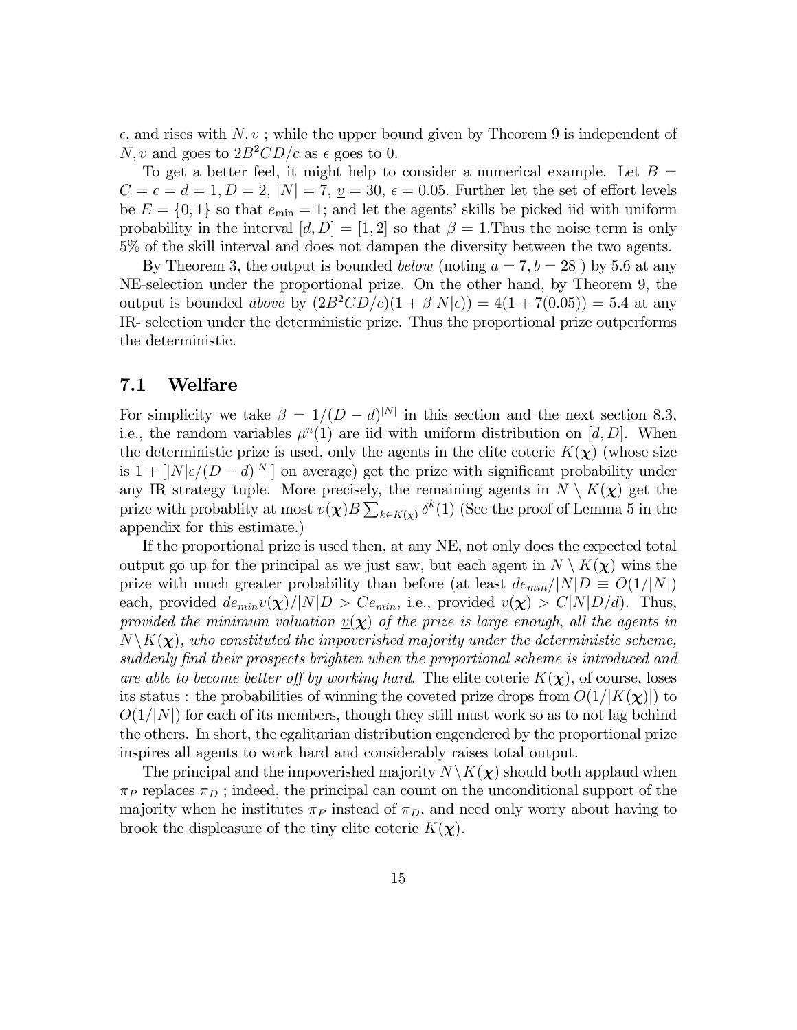$\epsilon$, and rises with $N, v$ ; while the upper bound given by Theorem 9 is independent of $N, v$ and goes to $2B^2CD/c$ as $\epsilon$ goes to 0.

To get a better feel, it might help to consider a numerical example. Let $B = C = c = d = 1, D = 2, |N| = 7, \underline{v} = 30, \epsilon = 0.05$. Further let the set of effort levels be $E = \{0, 1\}$ so that $e_{\min} = 1$; and let the agents' skills be picked iid with uniform probability in the interval $[d, D] = [1, 2]$ so that $\beta = 1$.Thus the noise term is only 5% of the skill interval and does not dampen the diversity between the two agents.

By Theorem 3, the output is bounded *below* (noting $a = 7, b = 28$ ) by 5.6 at any NE-selection under the proportional prize. On the other hand, by Theorem 9, the output is bounded *above* by $(2B^2CD/c)(1 + \beta|N|\epsilon)) = 4(1 + 7(0.05)) = 5.4$ at any IR- selection under the deterministic prize. Thus the proportional prize outperforms the deterministic.

## 7.1 Welfare

For simplicity we take $\beta = 1/(D - d)^{|N|}$ in this section and the next section 8.3, i.e., the random variables $\mu^n(1)$ are iid with uniform distribution on $[d, D]$. When the deterministic prize is used, only the agents in the elite coterie $K(\boldsymbol{\chi})$ (whose size is $1 + [|N|\epsilon/(D - d)^{|N|}]$ on average) get the prize with significant probability under any IR strategy tuple. More precisely, the remaining agents in $N \setminus K(\boldsymbol{\chi})$ get the prize with probablity at most $\underline{v}(\boldsymbol{\chi})B \sum_{k \in K(\chi)} \delta^k(1)$ (See the proof of Lemma 5 in the appendix for this estimate.)

If the proportional prize is used then, at any NE, not only does the expected total output go up for the principal as we just saw, but each agent in $N \setminus K(\boldsymbol{\chi})$ wins the prize with much greater probability than before (at least $de_{min}/|N|D \equiv O(1/|N|)$ each, provided $de_{min}\underline{v}(\boldsymbol{\chi})/|N|D > Ce_{min}$, i.e., provided $\underline{v}(\boldsymbol{\chi}) > C|N|D/d$). Thus, *provided the minimum valuation $\underline{v}(\boldsymbol{\chi})$ of the prize is large enough, all the agents in $N \setminus K(\boldsymbol{\chi})$, who constituted the impoverished majority under the deterministic scheme, suddenly find their prospects brighten when the proportional scheme is introduced and are able to become better off by working hard*. The elite coterie $K(\boldsymbol{\chi})$, of course, loses its status : the probabilities of winning the coveted prize drops from $O(1/|K(\boldsymbol{\chi})|)$ to $O(1/|N|)$ for each of its members, though they still must work so as to not lag behind the others. In short, the egalitarian distribution engendered by the proportional prize inspires all agents to work hard and considerably raises total output.

The principal and the impoverished majority $N \setminus K(\boldsymbol{\chi})$ should both applaud when $\pi_P$ replaces $\pi_D$ ; indeed, the principal can count on the unconditional support of the majority when he institutes $\pi_P$ instead of $\pi_D$, and need only worry about having to brook the displeasure of the tiny elite coterie $K(\boldsymbol{\chi})$.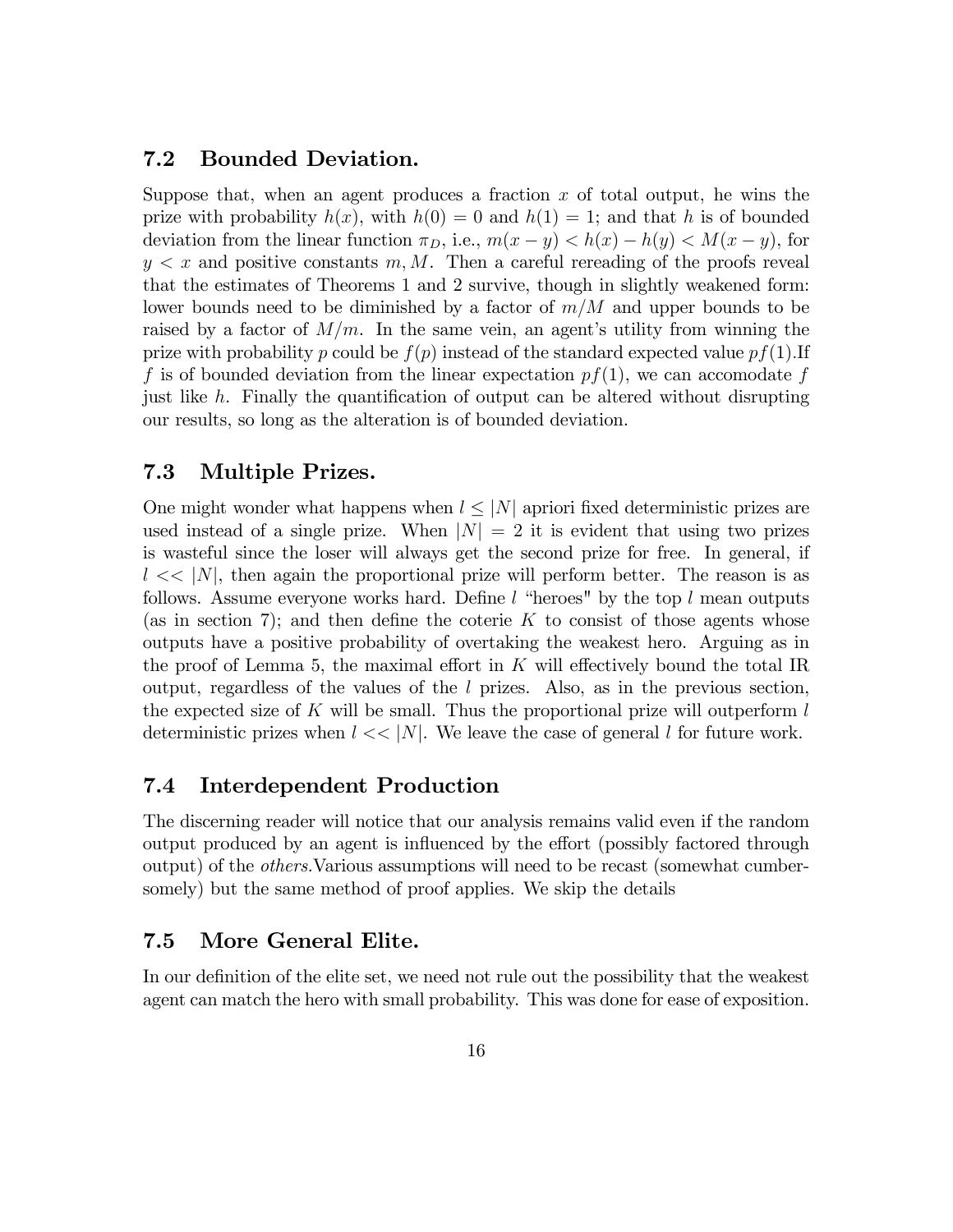### 7.2 Bounded Deviation.

Suppose that, when an agent produces a fraction $x$ of total output, he wins the prize with probability $h(x)$, with $h(0) = 0$ and $h(1) = 1$; and that $h$ is of bounded deviation from the linear function $\pi_D$, i.e., $m(x-y) < h(x) - h(y) < M(x-y)$, for $y < x$ and positive constants $m, M$. Then a careful rereading of the proofs reveal that the estimates of Theorems 1 and 2 survive, though in slightly weakened form: lower bounds need to be diminished by a factor of $m/M$ and upper bounds to be raised by a factor of $M/m$. In the same vein, an agent's utility from winning the prize with probability $p$ could be $f(p)$ instead of the standard expected value $pf(1)$.If $f$ is of bounded deviation from the linear expectation $pf(1)$, we can accomodate $f$ just like $h$. Finally the quantification of output can be altered without disrupting our results, so long as the alteration is of bounded deviation.

### 7.3 Multiple Prizes.

One might wonder what happens when $l \leq |N|$ apriori fixed deterministic prizes are used instead of a single prize. When $|N| = 2$ it is evident that using two prizes is wasteful since the loser will always get the second prize for free. In general, if $l << |N|$, then again the proportional prize will perform better. The reason is as follows. Assume everyone works hard. Define $l$ "heroes" by the top $l$ mean outputs (as in section 7); and then define the coterie $K$ to consist of those agents whose outputs have a positive probability of overtaking the weakest hero. Arguing as in the proof of Lemma 5, the maximal effort in $K$ will effectively bound the total IR output, regardless of the values of the $l$ prizes. Also, as in the previous section, the expected size of $K$ will be small. Thus the proportional prize will outperform $l$ deterministic prizes when $l << |N|$. We leave the case of general $l$ for future work.

### 7.4 Interdependent Production

The discerning reader will notice that our analysis remains valid even if the random output produced by an agent is influenced by the effort (possibly factored through output) of the *others.*Various assumptions will need to be recast (somewhat cumbersomely) but the same method of proof applies. We skip the details

### 7.5 More General Elite.

In our definition of the elite set, we need not rule out the possibility that the weakest agent can match the hero with small probability. This was done for ease of exposition.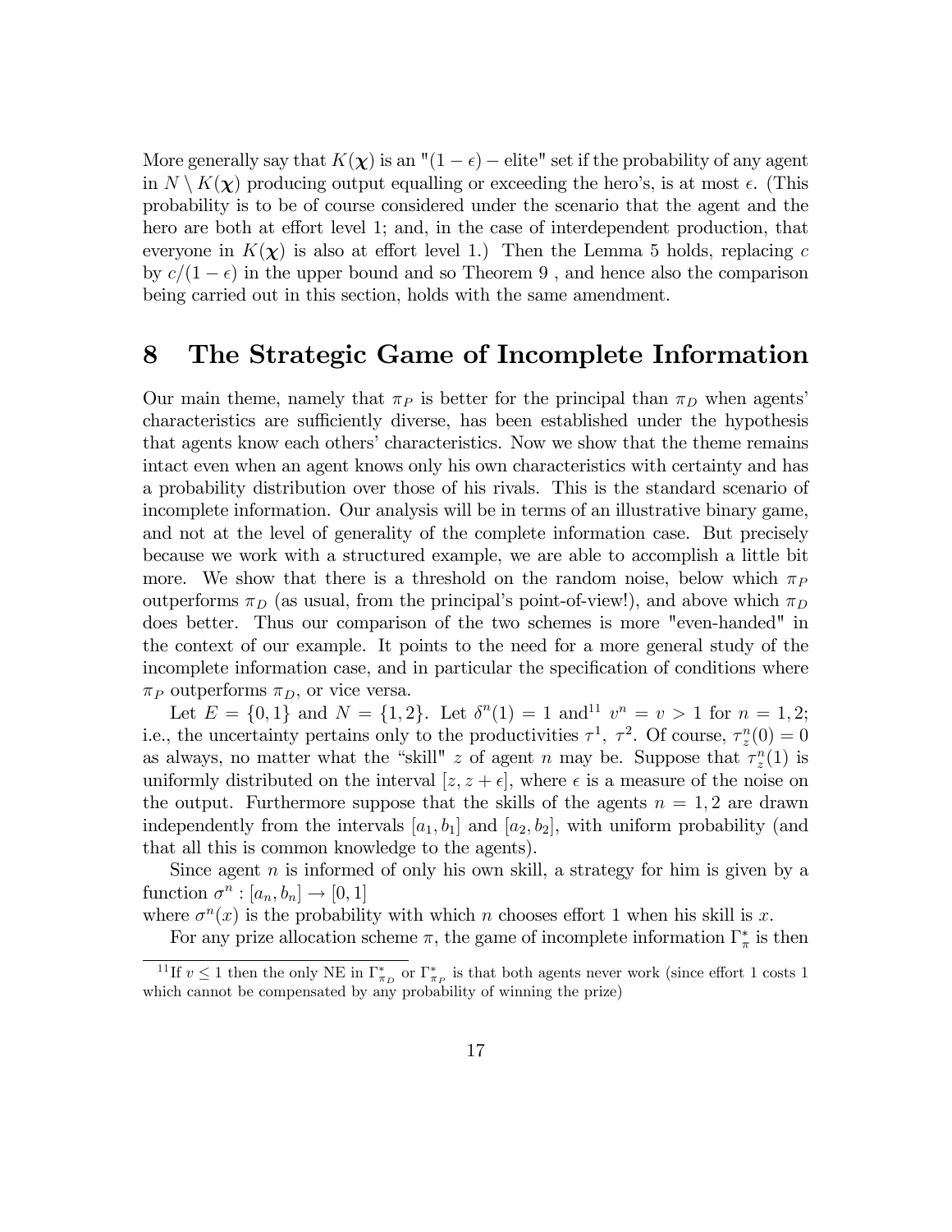More generally say that $K(\boldsymbol{\chi})$ is an "$(1-\epsilon)-$ elite" set if the probability of any agent in $N \setminus K(\boldsymbol{\chi})$ producing output equalling or exceeding the hero's, is at most $\epsilon$. (This probability is to be of course considered under the scenario that the agent and the hero are both at effort level 1; and, in the case of interdependent production, that everyone in $K(\boldsymbol{\chi})$ is also at effort level 1.) Then the Lemma 5 holds, replacing $c$ by $c/(1-\epsilon)$ in the upper bound and so Theorem 9 , and hence also the comparison being carried out in this section, holds with the same amendment.

# 8 The Strategic Game of Incomplete Information

Our main theme, namely that $\pi_P$ is better for the principal than $\pi_D$ when agents' characteristics are sufficiently diverse, has been established under the hypothesis that agents know each others' characteristics. Now we show that the theme remains intact even when an agent knows only his own characteristics with certainty and has a probability distribution over those of his rivals. This is the standard scenario of incomplete information. Our analysis will be in terms of an illustrative binary game, and not at the level of generality of the complete information case. But precisely because we work with a structured example, we are able to accomplish a little bit more. We show that there is a threshold on the random noise, below which $\pi_P$ outperforms $\pi_D$ (as usual, from the principal's point-of-view!), and above which $\pi_D$ does better. Thus our comparison of the two schemes is more "even-handed" in the context of our example. It points to the need for a more general study of the incomplete information case, and in particular the specification of conditions where $\pi_P$ outperforms $\pi_D$, or vice versa.

Let $E = \{0, 1\}$ and $N = \{1, 2\}$. Let $\delta^n(1) = 1$ and[11] $v^n = v > 1$ for $n = 1, 2$; i.e., the uncertainty pertains only to the productivities $\tau^1$, $\tau^2$. Of course, $\tau^n_z(0) = 0$ as always, no matter what the "skill" $z$ of agent $n$ may be. Suppose that $\tau^n_z(1)$ is uniformly distributed on the interval $[z, z+\epsilon]$, where $\epsilon$ is a measure of the noise on the output. Furthermore suppose that the skills of the agents $n = 1, 2$ are drawn independently from the intervals $[a_1, b_1]$ and $[a_2, b_2]$, with uniform probability (and that all this is common knowledge to the agents).

Since agent $n$ is informed of only his own skill, a strategy for him is given by a function $\sigma^n : [a_n, b_n] \to [0, 1]$
where $\sigma^n(x)$ is the probability with which $n$ chooses effort 1 when his skill is $x$.

For any prize allocation scheme $\pi$, the game of incomplete information $\Gamma^*_\pi$ is then

[11] If $v \leq 1$ then the only NE in $\Gamma^*_{\pi_D}$ or $\Gamma^*_{\pi_P}$ is that both agents never work (since effort 1 costs 1 which cannot be compensated by any probability of winning the prize)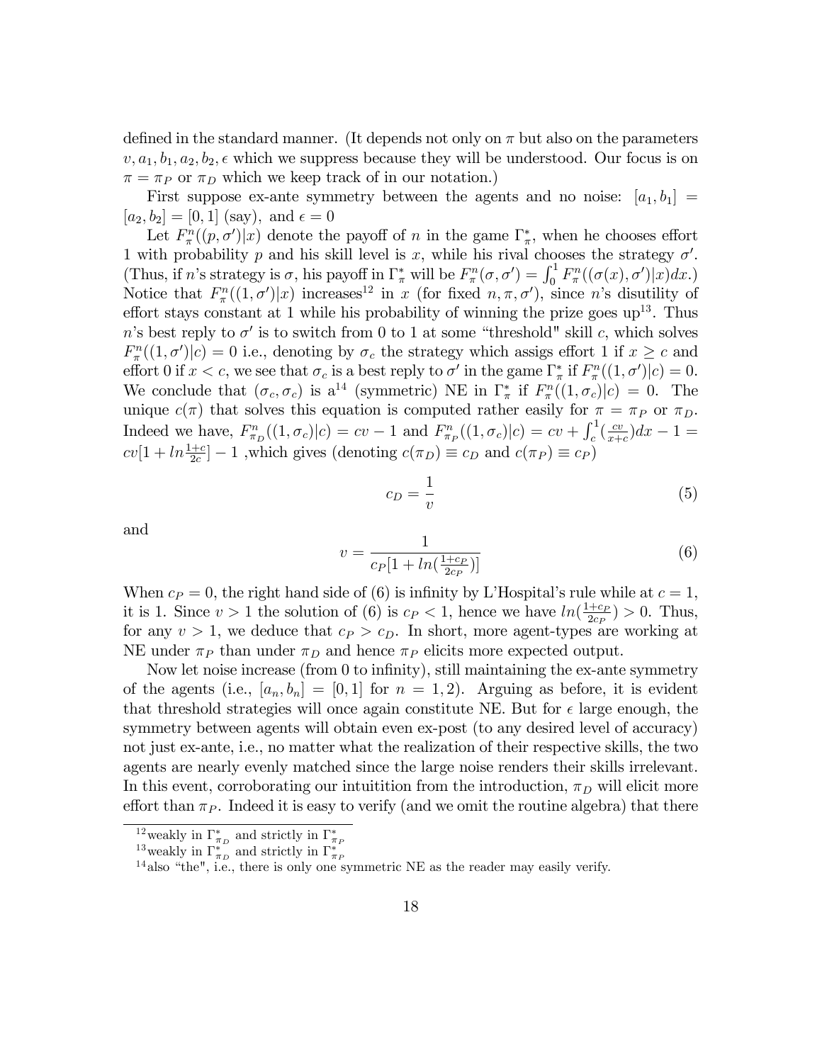defined in the standard manner. (It depends not only on $\pi$ but also on the parameters $v, a_1, b_1, a_2, b_2, \epsilon$ which we suppress because they will be understood. Our focus is on $\pi = \pi_P$ or $\pi_D$ which we keep track of in our notation.)

First suppose ex-ante symmetry between the agents and no noise: $[a_1, b_1] = [a_2, b_2] = [0, 1]$ (say), and $\epsilon = 0$

Let $F^n_\pi((p, \sigma')|x)$ denote the payoff of $n$ in the game $\Gamma^*_\pi$, when he chooses effort 1 with probability $p$ and his skill level is $x$, while his rival chooses the strategy $\sigma'$. (Thus, if $n$'s strategy is $\sigma$, his payoff in $\Gamma^*_\pi$ will be $F^n_\pi(\sigma, \sigma') = \int_0^1 F^n_\pi((\sigma(x), \sigma')|x)dx$.) Notice that $F^n_\pi((1, \sigma')|x)$ increases[12] in $x$ (for fixed $n, \pi, \sigma'$), since $n$'s disutility of effort stays constant at 1 while his probability of winning the prize goes up[13]. Thus $n$'s best reply to $\sigma'$ is to switch from 0 to 1 at some "threshold" skill $c$, which solves $F^n_\pi((1, \sigma')|c) = 0$ i.e., denoting by $\sigma_c$ the strategy which assigs effort 1 if $x \geq c$ and effort 0 if $x < c$, we see that $\sigma_c$ is a best reply to $\sigma'$ in the game $\Gamma^*_\pi$ if $F^n_\pi((1, \sigma')|c) = 0$. We conclude that $(\sigma_c, \sigma_c)$ is a[14] (symmetric) NE in $\Gamma^*_\pi$ if $F^n_\pi((1, \sigma_c)|c) = 0$. The unique $c(\pi)$ that solves this equation is computed rather easily for $\pi = \pi_P$ or $\pi_D$. Indeed we have, $F^n_{\pi_D}((1, \sigma_c)|c) = cv - 1$ and $F^n_{\pi_P}((1, \sigma_c)|c) = cv + \int_c^1 (\frac{cv}{x+c})dx - 1 = cv[1 + ln\frac{1+c}{2c}] - 1$ ,which gives (denoting $c(\pi_D) \equiv c_D$ and $c(\pi_P) \equiv c_P$)

$$c_D = \frac{1}{v} \tag{5}$$

and

$$v = \frac{1}{c_P[1 + ln(\frac{1+c_P}{2c_P})]} \tag{6}$$

When $c_P = 0$, the right hand side of (6) is infinity by L'Hospital's rule while at $c = 1$, it is 1. Since $v > 1$ the solution of (6) is $c_P < 1$, hence we have $ln(\frac{1+c_P}{2c_P}) > 0$. Thus, for any $v > 1$, we deduce that $c_P > c_D$. In short, more agent-types are working at NE under $\pi_P$ than under $\pi_D$ and hence $\pi_P$ elicits more expected output.

Now let noise increase (from 0 to infinity), still maintaining the ex-ante symmetry of the agents (i.e., $[a_n, b_n] = [0, 1]$ for $n = 1, 2$). Arguing as before, it is evident that threshold strategies will once again constitute NE. But for $\epsilon$ large enough, the symmetry between agents will obtain even ex-post (to any desired level of accuracy) not just ex-ante, i.e., no matter what the realization of their respective skills, the two agents are nearly evenly matched since the large noise renders their skills irrelevant. In this event, corroborating our intuitition from the introduction, $\pi_D$ will elicit more effort than $\pi_P$. Indeed it is easy to verify (and we omit the routine algebra) that there

[12] weakly in $\Gamma^*_{\pi_D}$ and strictly in $\Gamma^*_{\pi_P}$

[13] weakly in $\Gamma^*_{\pi_D}$ and strictly in $\Gamma^*_{\pi_P}$

[14] also "the", i.e., there is only one symmetric NE as the reader may easily verify.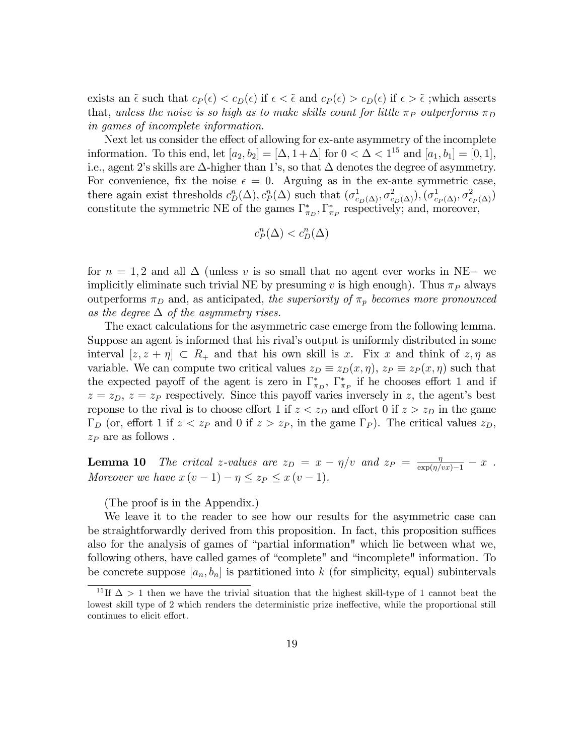exists an $\tilde{\epsilon}$ such that $c_P(\epsilon) < c_D(\epsilon)$ if $\epsilon < \tilde{\epsilon}$ and $c_P(\epsilon) > c_D(\epsilon)$ if $\epsilon > \tilde{\epsilon}$ ;which asserts that, *unless the noise is so high as to make skills count for little $\pi_P$ outperforms $\pi_D$ in games of incomplete information*.

Next let us consider the effect of allowing for ex-ante asymmetry of the incomplete information. To this end, let $[a_2, b_2] = [\Delta, 1 + \Delta]$ for $0 < \Delta < 1$[15] and $[a_1, b_1] = [0, 1]$, i.e., agent 2's skills are $\Delta$-higher than 1's, so that $\Delta$ denotes the degree of asymmetry. For convenience, fix the noise $\epsilon = 0$. Arguing as in the ex-ante symmetric case, there again exist thresholds $c_D^n(\Delta), c_P^n(\Delta)$ such that $(\sigma^1_{c_D(\Delta)}, \sigma^2_{c_D(\Delta)}), (\sigma^1_{c_P(\Delta)}, \sigma^2_{c_P(\Delta)})$ constitute the symmetric NE of the games $\Gamma^*_{\pi_D}, \Gamma^*_{\pi_P}$ respectively; and, moreover,

$$c_P^n(\Delta) < c_D^n(\Delta)$$

for $n = 1, 2$ and all $\Delta$ (unless $v$ is so small that no agent ever works in NE$-$ we implicitly eliminate such trivial NE by presuming $v$ is high enough). Thus $\pi_P$ always outperforms $\pi_D$ and, as anticipated, *the superiority of $\pi_p$ becomes more pronounced as the degree $\Delta$ of the asymmetry rises.*

The exact calculations for the asymmetric case emerge from the following lemma. Suppose an agent is informed that his rival's output is uniformly distributed in some interval $[z, z + \eta] \subset R_+$ and that his own skill is $x$. Fix $x$ and think of $z, \eta$ as variable. We can compute two critical values $z_D \equiv z_D(x, \eta)$, $z_P \equiv z_P(x, \eta)$ such that the expected payoff of the agent is zero in $\Gamma^*_{\pi_D}$, $\Gamma^*_{\pi_P}$ if he chooses effort 1 and if $z = z_D$, $z = z_P$ respectively. Since this payoff varies inversely in $z$, the agent's best reponse to the rival is to choose effort 1 if $z < z_D$ and effort 0 if $z > z_D$ in the game $\Gamma_D$ (or, effort 1 if $z < z_P$ and 0 if $z > z_P$, in the game $\Gamma_P$). The critical values $z_D$, $z_P$ are as follows .

**Lemma 10** *The critcal z-values are $z_D = x - \eta/v$ and $z_P = \frac{\eta}{\exp(\eta/vx) - 1} - x$ . Moreover we have $x(v-1) - \eta \leq z_P \leq x(v-1)$.*

(The proof is in the Appendix.)

We leave it to the reader to see how our results for the asymmetric case can be straightforwardly derived from this proposition. In fact, this proposition suffices also for the analysis of games of "partial information" which lie between what we, following others, have called games of "complete" and "incomplete" information. To be concrete suppose $[a_n, b_n]$ is partitioned into $k$ (for simplicity, equal) subintervals

[15] If $\Delta > 1$ then we have the trivial situation that the highest skill-type of 1 cannot beat the lowest skill type of 2 which renders the deterministic prize ineffective, while the proportional still continues to elicit effort.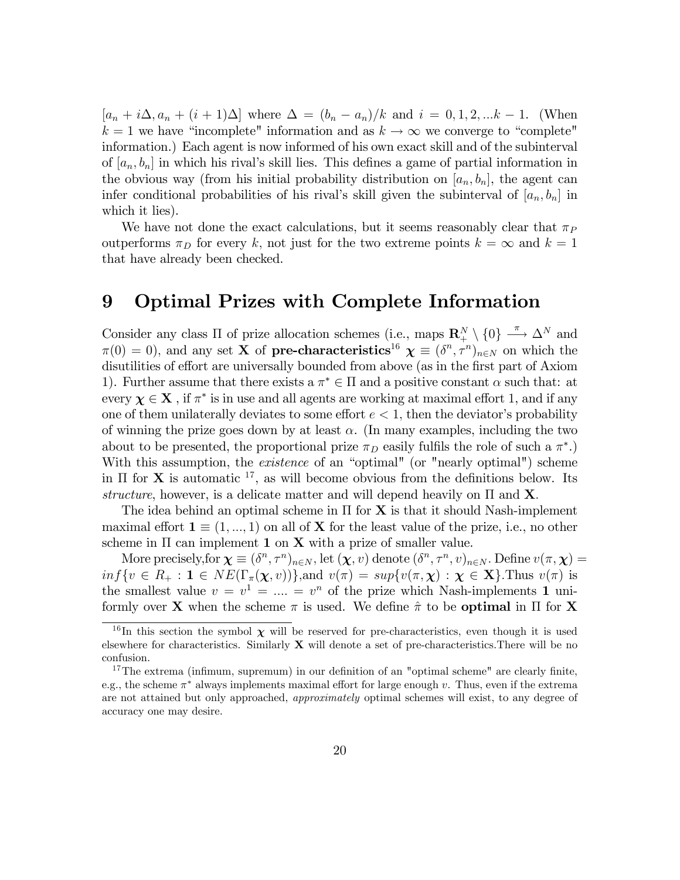$[a_n + i\Delta, a_n + (i+1)\Delta]$ where $\Delta = (b_n - a_n)/k$ and $i = 0, 1, 2, ...k-1$. (When $k = 1$ we have "incomplete" information and as $k \to \infty$ we converge to "complete" information.) Each agent is now informed of his own exact skill and of the subinterval of $[a_n, b_n]$ in which his rival's skill lies. This defines a game of partial information in the obvious way (from his initial probability distribution on $[a_n, b_n]$, the agent can infer conditional probabilities of his rival's skill given the subinterval of $[a_n, b_n]$ in which it lies).

We have not done the exact calculations, but it seems reasonably clear that $\pi_P$ outperforms $\pi_D$ for every $k$, not just for the two extreme points $k = \infty$ and $k = 1$ that have already been checked.

# 9 Optimal Prizes with Complete Information

Consider any class $\Pi$ of prize allocation schemes (i.e., maps $\mathbf{R}_+^N \setminus \{0\} \xrightarrow{\pi} \Delta^N$ and $\pi(0) = 0$), and any set $\mathbf{X}$ of **pre-characteristics**[16] $\boldsymbol{\chi} \equiv (\delta^n, \tau^n)_{n \in N}$ on which the disutilities of effort are universally bounded from above (as in the first part of Axiom 1). Further assume that there exists a $\pi^* \in \Pi$ and a positive constant $\alpha$ such that: at every $\boldsymbol{\chi} \in \mathbf{X}$ , if $\pi^*$ is in use and all agents are working at maximal effort 1, and if any one of them unilaterally deviates to some effort $e < 1$, then the deviator's probability of winning the prize goes down by at least $\alpha$. (In many examples, including the two about to be presented, the proportional prize $\pi_D$ easily fulfils the role of such a $\pi^*$.) With this assumption, the *existence* of an "optimal" (or "nearly optimal") scheme in $\Pi$ for $\mathbf{X}$ is automatic [17], as will become obvious from the definitions below. Its *structure*, however, is a delicate matter and will depend heavily on $\Pi$ and $\mathbf{X}$.

The idea behind an optimal scheme in $\Pi$ for $\mathbf{X}$ is that it should Nash-implement maximal effort $\mathbf{1} \equiv (1, ..., 1)$ on all of $\mathbf{X}$ for the least value of the prize, i.e., no other scheme in $\Pi$ can implement $\mathbf{1}$ on $\mathbf{X}$ with a prize of smaller value.

More precisely,for $\boldsymbol{\chi} \equiv (\delta^n, \tau^n)_{n \in N}$, let $(\boldsymbol{\chi}, v)$ denote $(\delta^n, \tau^n, v)_{n \in N}$. Define $v(\pi, \boldsymbol{\chi}) = inf\{v \in R_+ : \mathbf{1} \in NE(\Gamma_\pi(\boldsymbol{\chi}, v))\}$,and $v(\pi) = sup\{v(\pi, \boldsymbol{\chi}) : \boldsymbol{\chi} \in \mathbf{X}\}$.Thus $v(\pi)$ is the smallest value $v = v^1 = .... = v^n$ of the prize which Nash-implements $\mathbf{1}$ uniformly over $\mathbf{X}$ when the scheme $\pi$ is used. We define $\hat{\pi}$ to be **optimal** in $\Pi$ for $\mathbf{X}$

---

[16] In this section the symbol $\boldsymbol{\chi}$ will be reserved for pre-characteristics, even though it is used elsewhere for characteristics. Similarly $\mathbf{X}$ will denote a set of pre-characteristics.There will be no confusion.

[17] The extrema (infimum, supremum) in our definition of an "optimal scheme" are clearly finite, e.g., the scheme $\pi^*$ always implements maximal effort for large enough $v$. Thus, even if the extrema are not attained but only approached, *approximately* optimal schemes will exist, to any degree of accuracy one may desire.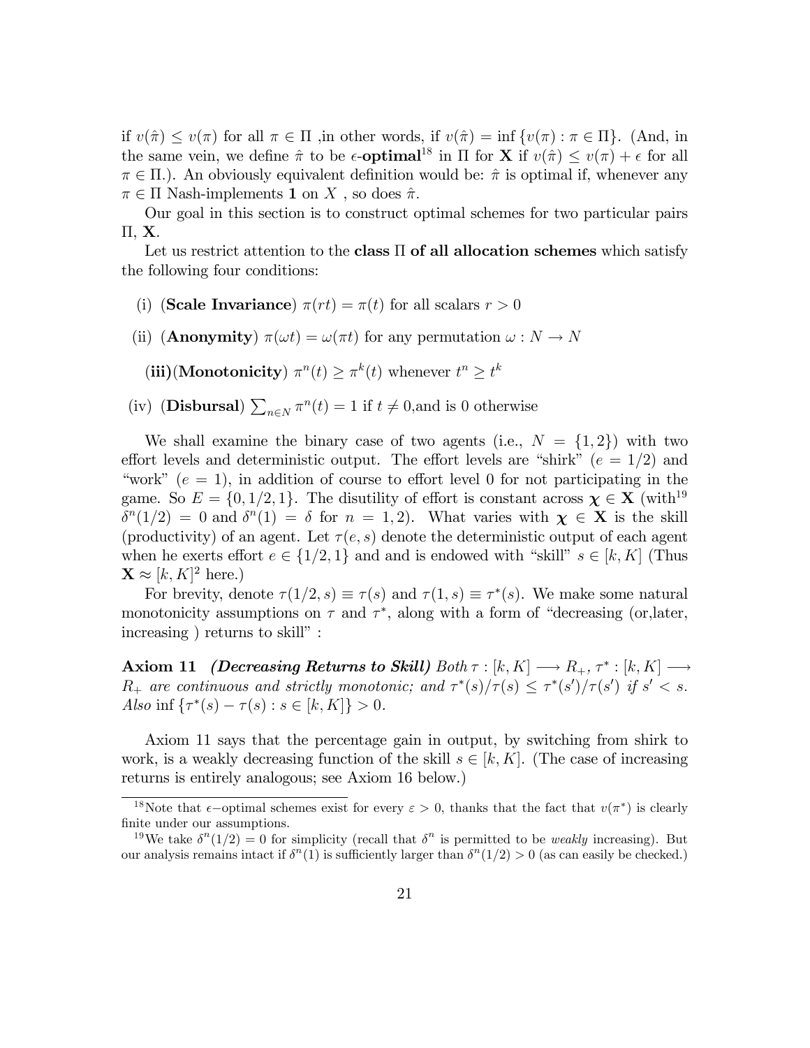if $v(\hat{\pi}) \leq v(\pi)$ for all $\pi \in \Pi$ ,in other words, if $v(\hat{\pi}) = \inf \{v(\pi) : \pi \in \Pi\}$. (And, in the same vein, we define $\hat{\pi}$ to be $\epsilon$-**optimal**[18] in $\Pi$ for $\mathbf{X}$ if $v(\hat{\pi}) \leq v(\pi) + \epsilon$ for all $\pi \in \Pi$.). An obviously equivalent definition would be: $\hat{\pi}$ is optimal if, whenever any $\pi \in \Pi$ Nash-implements $\mathbf{1}$ on $X$ , so does $\hat{\pi}$.

Our goal in this section is to construct optimal schemes for two particular pairs $\Pi$, $\mathbf{X}$.

Let us restrict attention to the **class $\Pi$ of all allocation schemes** which satisfy the following four conditions:

(i) (**Scale Invariance**) $\pi(rt) = \pi(t)$ for all scalars $r > 0$

(ii) (**Anonymity**) $\pi(\omega t) = \omega(\pi t)$ for any permutation $\omega : N \to N$

(**iii**)(**Monotonicity**) $\pi^n(t) \geq \pi^k(t)$ whenever $t^n \geq t^k$

(iv) (**Disbursal**) $\sum_{n \in N} \pi^n(t) = 1$ if $t \neq 0$,and is 0 otherwise

We shall examine the binary case of two agents (i.e., $N = \{1, 2\}$) with two effort levels and deterministic output. The effort levels are "shirk" ($e = 1/2$) and "work" ($e = 1$), in addition of course to effort level 0 for not participating in the game. So $E = \{0, 1/2, 1\}$. The disutility of effort is constant across $\boldsymbol{\chi} \in \mathbf{X}$ (with[19] $\delta^n(1/2) = 0$ and $\delta^n(1) = \delta$ for $n = 1, 2$). What varies with $\boldsymbol{\chi} \in \mathbf{X}$ is the skill (productivity) of an agent. Let $\tau(e, s)$ denote the deterministic output of each agent when he exerts effort $e \in \{1/2, 1\}$ and and is endowed with "skill" $s \in [k, K]$ (Thus $\mathbf{X} \approx [k, K]^2$ here.)

For brevity, denote $\tau(1/2, s) \equiv \tau(s)$ and $\tau(1, s) \equiv \tau^*(s)$. We make some natural monotonicity assumptions on $\tau$ and $\tau^*$, along with a form of "decreasing (or,later, increasing ) returns to skill" :

**Axiom 11** ***(Decreasing Returns to Skill)*** *Both $\tau : [k, K] \longrightarrow R_+$, $\tau^* : [k, K] \longrightarrow R_+$ are continuous and strictly monotonic; and $\tau^*(s)/\tau(s) \leq \tau^*(s')/\tau(s')$ if $s' < s$. Also* $\inf \{\tau^*(s) - \tau(s) : s \in [k, K]\} > 0$.

Axiom 11 says that the percentage gain in output, by switching from shirk to work, is a weakly decreasing function of the skill $s \in [k, K]$. (The case of increasing returns is entirely analogous; see Axiom 16 below.)

---

[18] Note that $\epsilon$−optimal schemes exist for every $\varepsilon > 0$, thanks that the fact that $v(\pi^*)$ is clearly finite under our assumptions.

[19] We take $\delta^n(1/2) = 0$ for simplicity (recall that $\delta^n$ is permitted to be *weakly* increasing). But our analysis remains intact if $\delta^n(1)$ is sufficiently larger than $\delta^n(1/2) > 0$ (as can easily be checked.)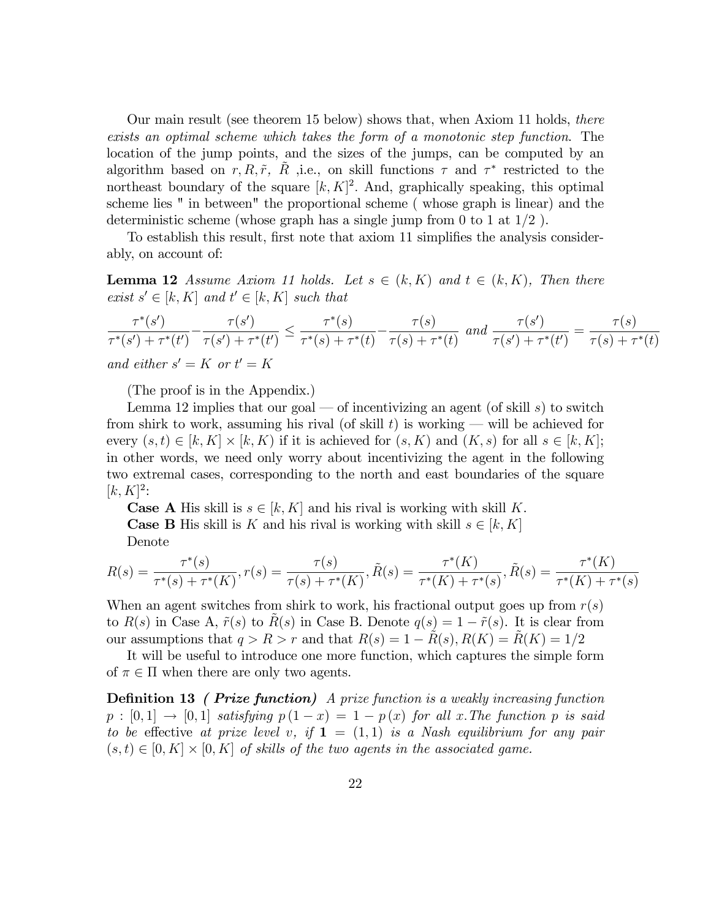Our main result (see theorem 15 below) shows that, when Axiom 11 holds, *there exists an optimal scheme which takes the form of a monotonic step function*. The location of the jump points, and the sizes of the jumps, can be computed by an algorithm based on $r, R, \tilde{r}, \tilde{R}$ ,i.e., on skill functions $\tau$ and $\tau^*$ restricted to the northeast boundary of the square $[k, K]^2$. And, graphically speaking, this optimal scheme lies " in between" the proportional scheme ( whose graph is linear) and the deterministic scheme (whose graph has a single jump from 0 to 1 at 1/2 ).

To establish this result, first note that axiom 11 simplifies the analysis considerably, on account of:

**Lemma 12** *Assume Axiom 11 holds. Let $s \in (k, K)$ and $t \in (k, K)$, Then there exist $s' \in [k, K]$ and $t' \in [k, K]$ such that*

$$\frac{\tau^*(s')}{\tau^*(s') + \tau^*(t')} - \frac{\tau(s')}{\tau(s') + \tau^*(t')} \leq \frac{\tau^*(s)}{\tau^*(s) + \tau^*(t)} - \frac{\tau(s)}{\tau(s) + \tau^*(t)} \text{ and } \frac{\tau(s')}{\tau(s') + \tau^*(t')} = \frac{\tau(s)}{\tau(s) + \tau^*(t)}$$

*and either $s' = K$ or $t' = K$*

(The proof is in the Appendix.)

Lemma 12 implies that our goal — of incentivizing an agent (of skill $s$) to switch from shirk to work, assuming his rival (of skill $t$) is working — will be achieved for every $(s, t) \in [k, K] \times [k, K]$ if it is achieved for $(s, K)$ and $(K, s)$ for all $s \in [k, K]$; in other words, we need only worry about incentivizing the agent in the following two extremal cases, corresponding to the north and east boundaries of the square $[k, K]^2$:

**Case A** His skill is $s \in [k, K]$ and his rival is working with skill $K$.

**Case B** His skill is $K$ and his rival is working with skill $s \in [k, K]$

Denote

$$R(s) = \frac{\tau^*(s)}{\tau^*(s) + \tau^*(K)}, r(s) = \frac{\tau(s)}{\tau(s) + \tau^*(K)}, \tilde{R}(s) = \frac{\tau^*(K)}{\tau^*(K) + \tau^*(s)}, \tilde{R}(s) = \frac{\tau^*(K)}{\tau^*(K) + \tau^*(s)}$$

When an agent switches from shirk to work, his fractional output goes up from $r(s)$ to $R(s)$ in Case A, $\tilde{r}(s)$ to $\tilde{R}(s)$ in Case B. Denote $q(s) = 1 - \tilde{r}(s)$. It is clear from our assumptions that $q > R > r$ and that $R(s) = 1 - \tilde{R}(s), R(K) = \tilde{R}(K) = 1/2$

It will be useful to introduce one more function, which captures the simple form of $\pi \in \Pi$ when there are only two agents.

**Definition 13** ***( Prize function)*** *A prize function is a weakly increasing function $p : [0, 1] \rightarrow [0, 1]$ satisfying $p(1 - x) = 1 - p(x)$ for all $x$. The function $p$ is said to be* effective *at prize level $v$, if $\mathbf{1} = (1, 1)$ is a Nash equilibrium for any pair $(s, t) \in [0, K] \times [0, K]$ of skills of the two agents in the associated game.*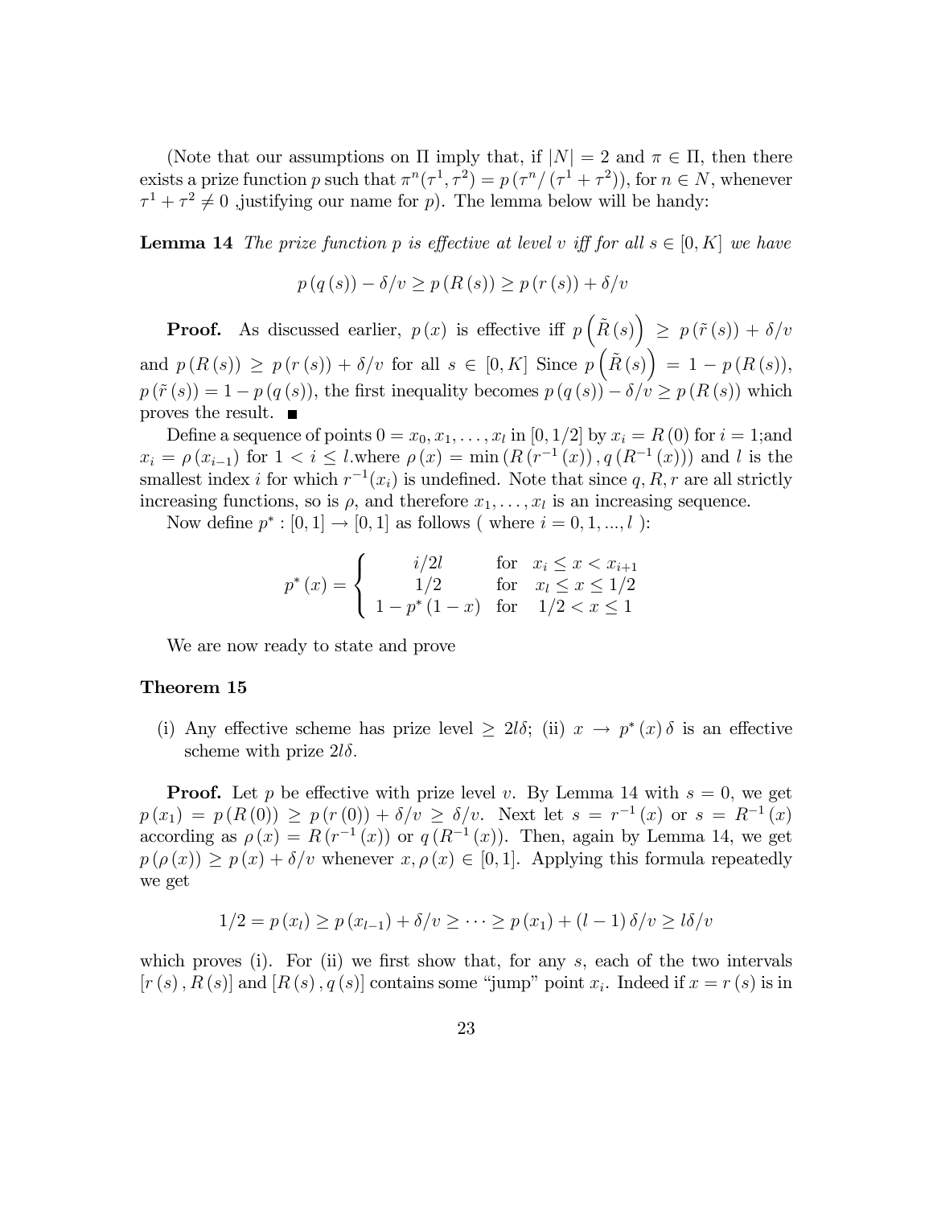(Note that our assumptions on $\Pi$ imply that, if $|N| = 2$ and $\pi \in \Pi$, then there exists a prize function $p$ such that $\pi^n(\tau^1, \tau^2) = p(\tau^n / (\tau^1 + \tau^2))$, for $n \in N$, whenever $\tau^1 + \tau^2 \neq 0$ ,justifying our name for $p$). The lemma below will be handy:

**Lemma 14** *The prize function $p$ is effective at level $v$ iff for all $s \in [0, K]$ we have*

$$p(q(s)) - \delta/v \geq p(R(s)) \geq p(r(s)) + \delta/v$$

**Proof.** As discussed earlier, $p(x)$ is effective iff $p\left(\tilde{R}(s)\right) \geq p(\tilde{r}(s)) + \delta/v$ and $p(R(s)) \geq p(r(s)) + \delta/v$ for all $s \in [0, K]$ Since $p\left(\tilde{R}(s)\right) = 1 - p(R(s))$, $p(\tilde{r}(s)) = 1 - p(q(s))$, the first inequality becomes $p(q(s)) - \delta/v \geq p(R(s))$ which proves the result. ■

Define a sequence of points $0 = x_0, x_1, \ldots, x_l$ in $[0, 1/2]$ by $x_i = R(0)$ for $i = 1$;and $x_i = \rho(x_{i-1})$ for $1 < i \leq l$.where $\rho(x) = \min\left(R\left(r^{-1}(x)\right), q\left(R^{-1}(x)\right)\right)$ and $l$ is the smallest index $i$ for which $r^{-1}(x_i)$ is undefined. Note that since $q, R, r$ are all strictly increasing functions, so is $\rho$, and therefore $x_1, \ldots, x_l$ is an increasing sequence.

Now define $p^* : [0, 1] \to [0, 1]$ as follows ( where $i = 0, 1, ..., l$ ):

$$p^*(x) = \begin{cases} i/2l & \text{for} \quad x_i \leq x < x_{i+1} \\ 1/2 & \text{for} \quad x_l \leq x \leq 1/2 \\ 1 - p^*(1 - x) & \text{for} \quad 1/2 < x \leq 1 \end{cases}$$

We are now ready to state and prove

**Theorem 15**

(i) Any effective scheme has prize level $\geq 2l\delta$; (ii) $x \to p^*(x)\delta$ is an effective scheme with prize $2l\delta$.

**Proof.** Let $p$ be effective with prize level $v$. By Lemma 14 with $s = 0$, we get $p(x_1) = p(R(0)) \geq p(r(0)) + \delta/v \geq \delta/v$. Next let $s = r^{-1}(x)$ or $s = R^{-1}(x)$ according as $\rho(x) = R\left(r^{-1}(x)\right)$ or $q\left(R^{-1}(x)\right)$. Then, again by Lemma 14, we get $p(\rho(x)) \geq p(x) + \delta/v$ whenever $x, \rho(x) \in [0, 1]$. Applying this formula repeatedly we get

$$1/2 = p(x_l) \geq p(x_{l-1}) + \delta/v \geq \cdots \geq p(x_1) + (l-1)\delta/v \geq l\delta/v$$

which proves (i). For (ii) we first show that, for any $s$, each of the two intervals $[r(s), R(s)]$ and $[R(s), q(s)]$ contains some "jump" point $x_i$. Indeed if $x = r(s)$ is in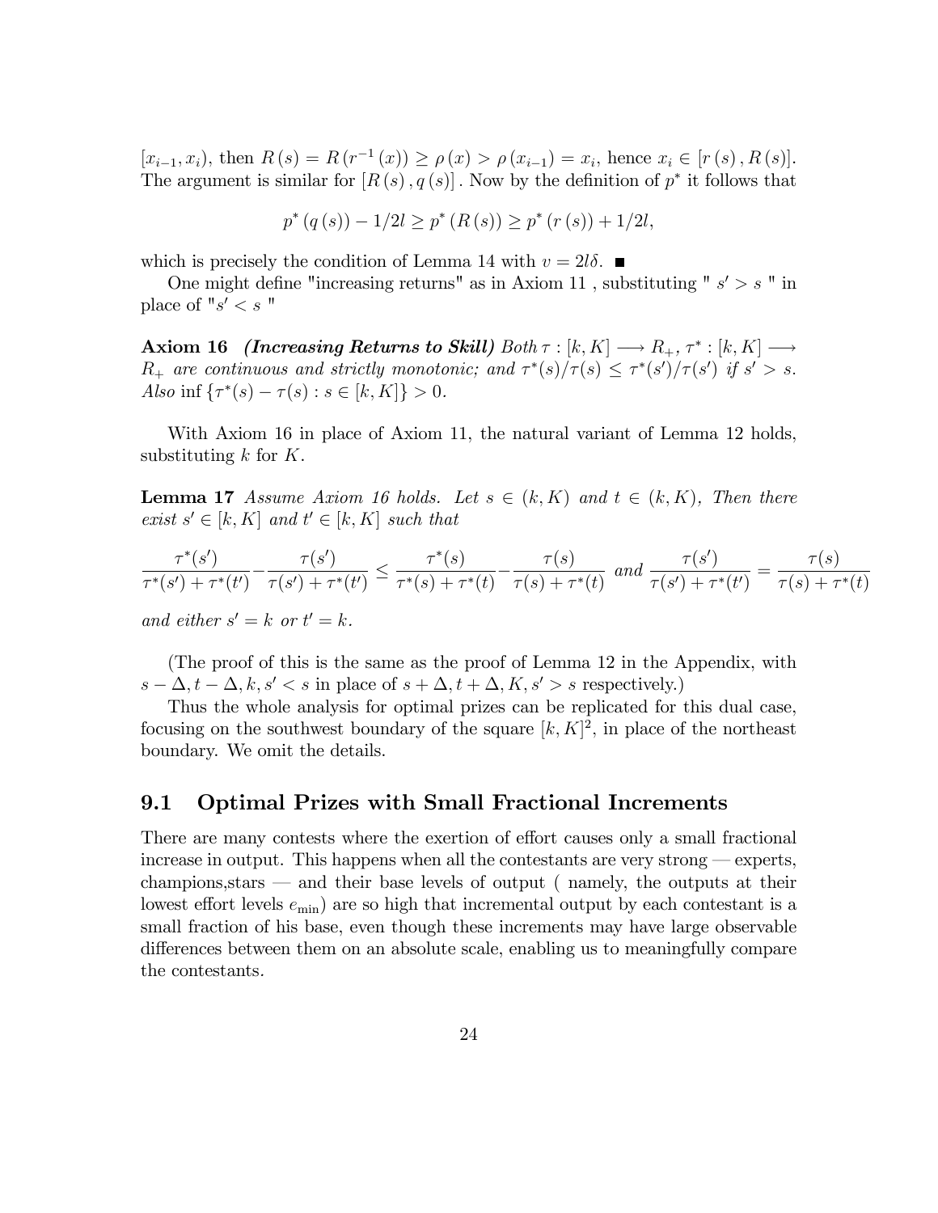$[x_{i-1}, x_i)$, then $R(s) = R(r^{-1}(x)) \geq \rho(x) > \rho(x_{i-1}) = x_i$, hence $x_i \in [r(s), R(s)]$. The argument is similar for $[R(s), q(s)]$. Now by the definition of $p^*$ it follows that

$$p^*(q(s)) - 1/2l \geq p^*(R(s)) \geq p^*(r(s)) + 1/2l,$$

which is precisely the condition of Lemma 14 with $v = 2l\delta$. ■

One might define "increasing returns" as in Axiom 11 , substituting " $s' > s$ " in place of "$s' < s$ "

**Axiom 16** ***(Increasing Returns to Skill)*** *Both $\tau : [k, K] \longrightarrow R_+$, $\tau^* : [k, K] \longrightarrow R_+$ are continuous and strictly monotonic; and $\tau^*(s)/\tau(s) \leq \tau^*(s')/\tau(s')$ if $s' > s$. Also* $\inf\{\tau^*(s) - \tau(s) : s \in [k, K]\} > 0$.

With Axiom 16 in place of Axiom 11, the natural variant of Lemma 12 holds, substituting $k$ for $K$.

**Lemma 17** *Assume Axiom 16 holds. Let $s \in (k, K)$ and $t \in (k, K)$, Then there exist $s' \in [k, K]$ and $t' \in [k, K]$ such that*

$$\frac{\tau^*(s')}{\tau^*(s') + \tau^*(t')} - \frac{\tau(s')}{\tau(s') + \tau^*(t')} \leq \frac{\tau^*(s)}{\tau^*(s) + \tau^*(t)} - \frac{\tau(s)}{\tau(s) + \tau^*(t)} \text{ and } \frac{\tau(s')}{\tau(s') + \tau^*(t')} = \frac{\tau(s)}{\tau(s) + \tau^*(t)}$$

*and either $s' = k$ or $t' = k$.*

(The proof of this is the same as the proof of Lemma 12 in the Appendix, with $s - \Delta, t - \Delta, k, s' < s$ in place of $s + \Delta, t + \Delta, K, s' > s$ respectively.)

Thus the whole analysis for optimal prizes can be replicated for this dual case, focusing on the southwest boundary of the square $[k, K]^2$, in place of the northeast boundary. We omit the details.

## 9.1 Optimal Prizes with Small Fractional Increments

There are many contests where the exertion of effort causes only a small fractional increase in output. This happens when all the contestants are very strong — experts, champions,stars — and their base levels of output ( namely, the outputs at their lowest effort levels $e_{\min}$) are so high that incremental output by each contestant is a small fraction of his base, even though these increments may have large observable differences between them on an absolute scale, enabling us to meaningfully compare the contestants.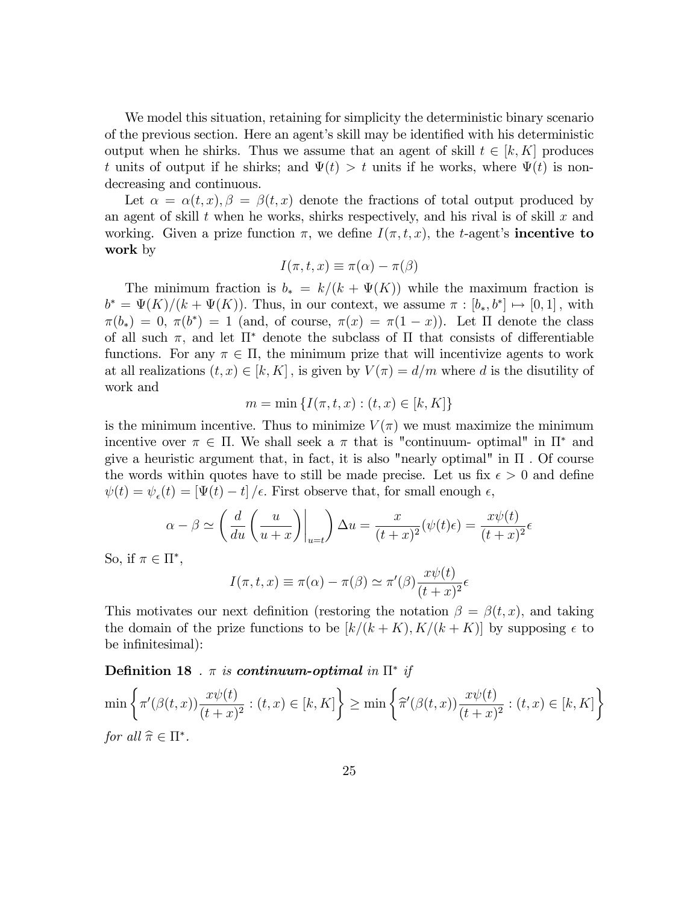We model this situation, retaining for simplicity the deterministic binary scenario of the previous section. Here an agent's skill may be identified with his deterministic output when he shirks. Thus we assume that an agent of skill $t \in [k, K]$ produces $t$ units of output if he shirks; and $\Psi(t) > t$ units if he works, where $\Psi(t)$ is non-decreasing and continuous.

Let $\alpha = \alpha(t, x), \beta = \beta(t, x)$ denote the fractions of total output produced by an agent of skill $t$ when he works, shirks respectively, and his rival is of skill $x$ and working. Given a prize function $\pi$, we define $I(\pi, t, x)$, the $t$-agent's **incentive to work** by

$$I(\pi, t, x) \equiv \pi(\alpha) - \pi(\beta)$$

The minimum fraction is $b_* = k/(k + \Psi(K))$ while the maximum fraction is $b^* = \Psi(K)/(k + \Psi(K))$. Thus, in our context, we assume $\pi : [b_*, b^*] \mapsto [0, 1]$, with $\pi(b_*) = 0$, $\pi(b^*) = 1$ (and, of course, $\pi(x) = \pi(1 - x)$). Let $\Pi$ denote the class of all such $\pi$, and let $\Pi^*$ denote the subclass of $\Pi$ that consists of differentiable functions. For any $\pi \in \Pi$, the minimum prize that will incentivize agents to work at all realizations $(t, x) \in [k, K]$, is given by $V(\pi) = d/m$ where $d$ is the disutility of work and

$$m = \min \{I(\pi, t, x) : (t, x) \in [k, K]\}$$

is the minimum incentive. Thus to minimize $V(\pi)$ we must maximize the minimum incentive over $\pi \in \Pi$. We shall seek a $\pi$ that is "continuum- optimal" in $\Pi^*$ and give a heuristic argument that, in fact, it is also "nearly optimal" in $\Pi$ . Of course the words within quotes have to still be made precise. Let us fix $\epsilon > 0$ and define $\psi(t) = \psi_\epsilon(t) = [\Psi(t) - t]/\epsilon$. First observe that, for small enough $\epsilon$,

$$\alpha - \beta \simeq \left( \frac{d}{du} \left( \frac{u}{u + x} \right) \bigg|_{u=t} \right) \Delta u = \frac{x}{(t + x)^2} (\psi(t)\epsilon) = \frac{x\psi(t)}{(t + x)^2} \epsilon$$

So, if $\pi \in \Pi^*$,

$$I(\pi, t, x) \equiv \pi(\alpha) - \pi(\beta) \simeq \pi'(\beta) \frac{x\psi(t)}{(t + x)^2} \epsilon$$

This motivates our next definition (restoring the notation $\beta = \beta(t, x)$, and taking the domain of the prize functions to be $[k/(k + K), K/(k + K)]$ by supposing $\epsilon$ to be infinitesimal):

**Definition 18** . *$\pi$ is* ***continuum-optimal*** *in $\Pi^*$ if*

$$\min \left\{ \pi'(\beta(t, x)) \frac{x\psi(t)}{(t + x)^2} : (t, x) \in [k, K] \right\} \geq \min \left\{ \widehat{\pi}'(\beta(t, x)) \frac{x\psi(t)}{(t + x)^2} : (t, x) \in [k, K] \right\}$$

*for all $\widehat{\pi} \in \Pi^*$.*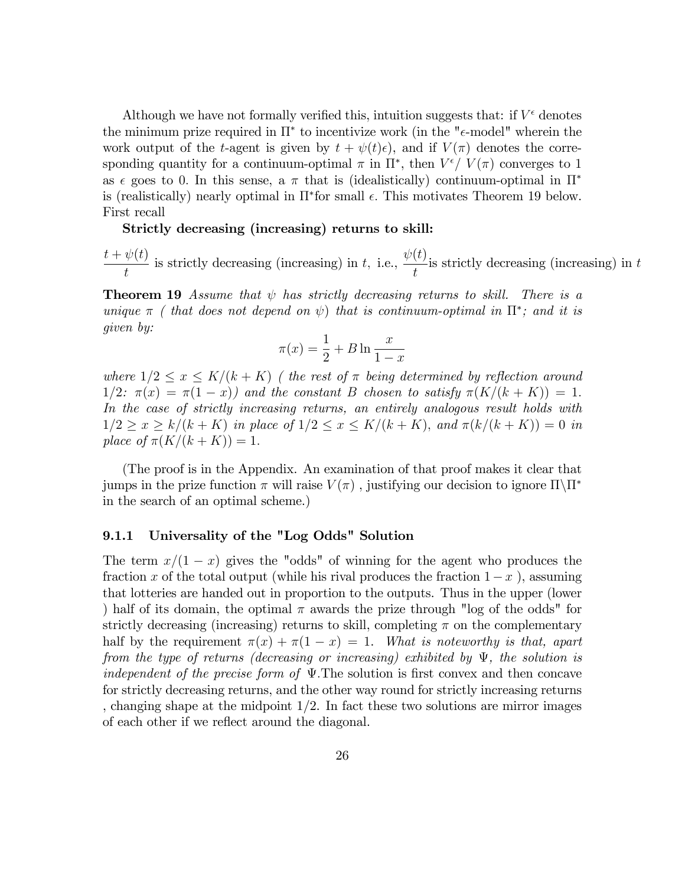Although we have not formally verified this, intuition suggests that: if $V^{\epsilon}$ denotes the minimum prize required in $\Pi^*$ to incentivize work (in the "$\epsilon$-model" wherein the work output of the $t$-agent is given by $t + \psi(t)\epsilon$), and if $V(\pi)$ denotes the corresponding quantity for a continuum-optimal $\pi$ in $\Pi^*$, then $V^{\epsilon}/\ V(\pi)$ converges to 1 as $\epsilon$ goes to 0. In this sense, a $\pi$ that is (idealistically) continuum-optimal in $\Pi^*$ is (realistically) nearly optimal in $\Pi^*$for small $\epsilon$. This motivates Theorem 19 below. First recall

**Strictly decreasing (increasing) returns to skill:**

$\dfrac{t + \psi(t)}{t}$ is strictly decreasing (increasing) in $t$, i.e., $\dfrac{\psi(t)}{t}$is strictly decreasing (increasing) in $t$

**Theorem 19** *Assume that $\psi$ has strictly decreasing returns to skill. There is a unique $\pi$ ( that does not depend on $\psi$) that is continuum-optimal in $\Pi^*$; and it is given by:*

$$\pi(x) = \frac{1}{2} + B \ln \frac{x}{1-x}$$

*where $1/2 \leq x \leq K/(k+K)$ ( the rest of $\pi$ being determined by reflection around $1/2$: $\pi(x) = \pi(1-x)$) and the constant $B$ chosen to satisfy $\pi(K/(k+K)) = 1$. In the case of strictly increasing returns, an entirely analogous result holds with $1/2 \geq x \geq k/(k+K)$ in place of $1/2 \leq x \leq K/(k+K)$, and $\pi(k/(k+K)) = 0$ in place of $\pi(K/(k+K)) = 1$.*

(The proof is in the Appendix. An examination of that proof makes it clear that jumps in the prize function $\pi$ will raise $V(\pi)$ , justifying our decision to ignore $\Pi \backslash \Pi^*$ in the search of an optimal scheme.)

### 9.1.1 Universality of the "Log Odds" Solution

The term $x/(1-x)$ gives the "odds" of winning for the agent who produces the fraction $x$ of the total output (while his rival produces the fraction $1-x$ ), assuming that lotteries are handed out in proportion to the outputs. Thus in the upper (lower ) half of its domain, the optimal $\pi$ awards the prize through "log of the odds" for strictly decreasing (increasing) returns to skill, completing $\pi$ on the complementary half by the requirement $\pi(x) + \pi(1-x) = 1$. *What is noteworthy is that, apart from the type of returns (decreasing or increasing) exhibited by $\Psi$, the solution is independent of the precise form of $\Psi$*.The solution is first convex and then concave for strictly decreasing returns, and the other way round for strictly increasing returns , changing shape at the midpoint $1/2$. In fact these two solutions are mirror images of each other if we reflect around the diagonal.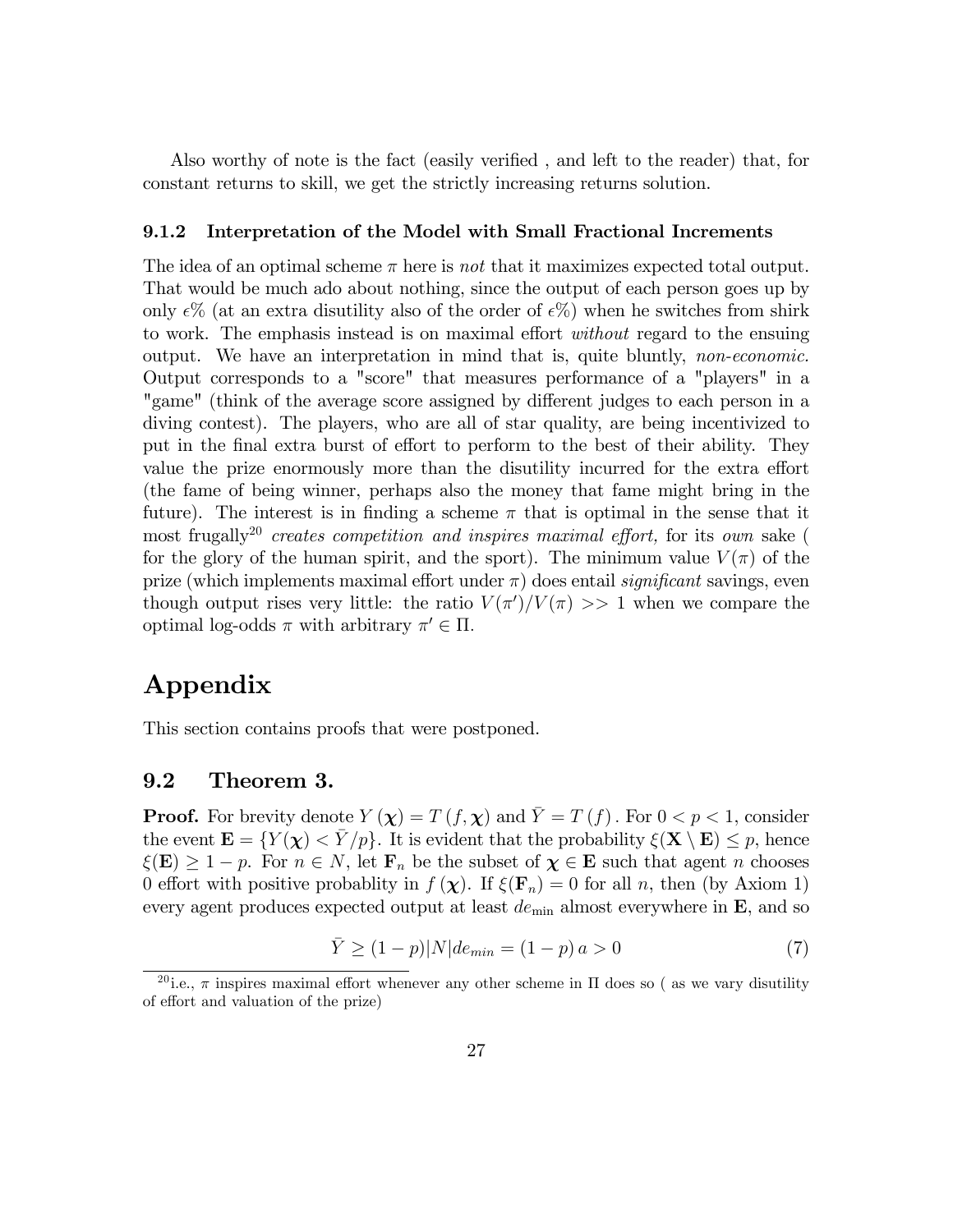Also worthy of note is the fact (easily verified , and left to the reader) that, for constant returns to skill, we get the strictly increasing returns solution.

#### 9.1.2 Interpretation of the Model with Small Fractional Increments

The idea of an optimal scheme $\pi$ here is *not* that it maximizes expected total output. That would be much ado about nothing, since the output of each person goes up by only $\epsilon\%$ (at an extra disutility also of the order of $\epsilon\%$) when he switches from shirk to work. The emphasis instead is on maximal effort *without* regard to the ensuing output. We have an interpretation in mind that is, quite bluntly, *non-economic.* Output corresponds to a "score" that measures performance of a "players" in a "game" (think of the average score assigned by different judges to each person in a diving contest). The players, who are all of star quality, are being incentivized to put in the final extra burst of effort to perform to the best of their ability. They value the prize enormously more than the disutility incurred for the extra effort (the fame of being winner, perhaps also the money that fame might bring in the future). The interest is in finding a scheme $\pi$ that is optimal in the sense that it most frugally[20] *creates competition and inspires maximal effort,* for its *own* sake ( for the glory of the human spirit, and the sport). The minimum value $V(\pi)$ of the prize (which implements maximal effort under $\pi$) does entail *significant* savings, even though output rises very little: the ratio $V(\pi')/V(\pi) >> 1$ when we compare the optimal log-odds $\pi$ with arbitrary $\pi' \in \Pi$.

# Appendix

This section contains proofs that were postponed.

## 9.2 Theorem 3.

**Proof.** For brevity denote $Y(\boldsymbol{\chi}) = T(f, \boldsymbol{\chi})$ and $\bar{Y} = T(f)$. For $0 < p < 1$, consider the event $\mathbf{E} = \{Y(\boldsymbol{\chi}) < \bar{Y}/p\}$. It is evident that the probability $\xi(\mathbf{X} \setminus \mathbf{E}) \leq p$, hence $\xi(\mathbf{E}) \geq 1 - p$. For $n \in N$, let $\mathbf{F}_n$ be the subset of $\boldsymbol{\chi} \in \mathbf{E}$ such that agent $n$ chooses 0 effort with positive probablity in $f(\boldsymbol{\chi})$. If $\xi(\mathbf{F}_n) = 0$ for all $n$, then (by Axiom 1) every agent produces expected output at least $de_{\min}$ almost everywhere in $\mathbf{E}$, and so

$$\bar{Y} \geq (1-p)|N|de_{min} = (1-p)\,a > 0 \tag{7}$$

[20] i.e., $\pi$ inspires maximal effort whenever any other scheme in $\Pi$ does so ( as we vary disutility of effort and valuation of the prize)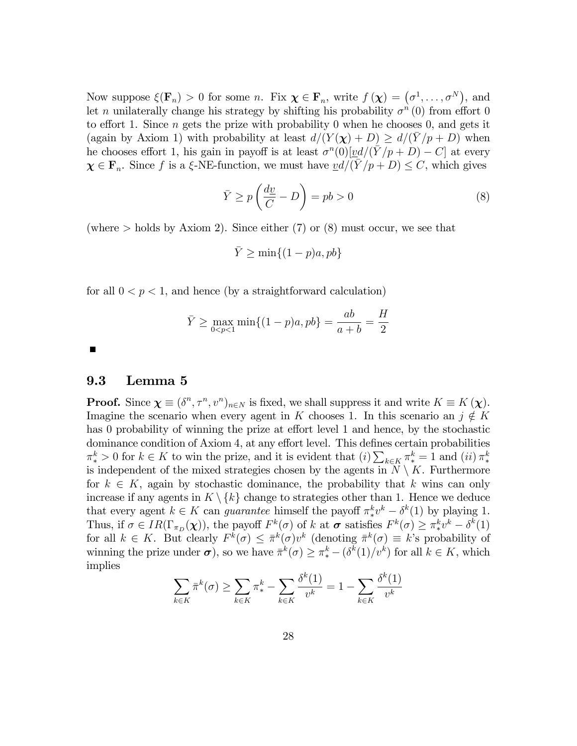Now suppose $\xi(\mathbf{F}_n) > 0$ for some $n$. Fix $\boldsymbol{\chi} \in \mathbf{F}_n$, write $f(\boldsymbol{\chi}) = (\sigma^1, \ldots, \sigma^N)$, and let $n$ unilaterally change his strategy by shifting his probability $\sigma^n(0)$ from effort 0 to effort 1. Since $n$ gets the prize with probability 0 when he chooses 0, and gets it (again by Axiom 1) with probability at least $d/(Y(\boldsymbol{\chi}) + D) \geq d/(\bar{Y}/p + D)$ when he chooses effort 1, his gain in payoff is at least $\sigma^n(0)[\underline{v}d/(\bar{Y}/p + D) - C]$ at every $\boldsymbol{\chi} \in \mathbf{F}_n$. Since $f$ is a $\xi$-NE-function, we must have $\underline{v}d/(\bar{Y}/p + D) \leq C$, which gives

$$\bar{Y} \geq p\left(\frac{d\underline{v}}{C} - D\right) = pb > 0 \tag{8}$$

(where $>$ holds by Axiom 2). Since either (7) or (8) must occur, we see that

$$\bar{Y} \geq \min\{(1-p)a, pb\}$$

for all $0 < p < 1$, and hence (by a straightforward calculation)

$$\bar{Y} \geq \max_{0<p<1} \min\{(1-p)a, pb\} = \frac{ab}{a+b} = \frac{H}{2}$$

■

### 9.3 Lemma 5

**Proof.** Since $\boldsymbol{\chi} \equiv (\delta^n, \tau^n, v^n)_{n \in N}$ is fixed, we shall suppress it and write $K \equiv K(\boldsymbol{\chi})$. Imagine the scenario when every agent in $K$ chooses 1. In this scenario an $j \notin K$ has 0 probability of winning the prize at effort level 1 and hence, by the stochastic dominance condition of Axiom 4, at any effort level. This defines certain probabilities $\pi_*^k > 0$ for $k \in K$ to win the prize, and it is evident that $(i) \sum_{k \in K} \pi_*^k = 1$ and $(ii)\, \pi_*^k$ is independent of the mixed strategies chosen by the agents in $N \setminus K$. Furthermore for $k \in K$, again by stochastic dominance, the probability that $k$ wins can only increase if any agents in $K \setminus \{k\}$ change to strategies other than 1. Hence we deduce that every agent $k \in K$ can *guarantee* himself the payoff $\pi_*^k v^k - \delta^k(1)$ by playing 1. Thus, if $\sigma \in IR(\Gamma_{\pi_D}(\boldsymbol{\chi}))$, the payoff $F^k(\sigma)$ of $k$ at $\boldsymbol{\sigma}$ satisfies $F^k(\sigma) \geq \pi_*^k v^k - \delta^k(1)$ for all $k \in K$. But clearly $F^k(\sigma) \leq \bar{\pi}^k(\sigma) v^k$ (denoting $\bar{\pi}^k(\sigma) \equiv k$'s probability of winning the prize under $\boldsymbol{\sigma}$), so we have $\bar{\pi}^k(\sigma) \geq \pi_*^k - (\delta^k(1)/v^k)$ for all $k \in K$, which implies

$$\sum_{k \in K} \bar{\pi}^k(\sigma) \geq \sum_{k \in K} \pi_*^k - \sum_{k \in K} \frac{\delta^k(1)}{v^k} = 1 - \sum_{k \in K} \frac{\delta^k(1)}{v^k}$$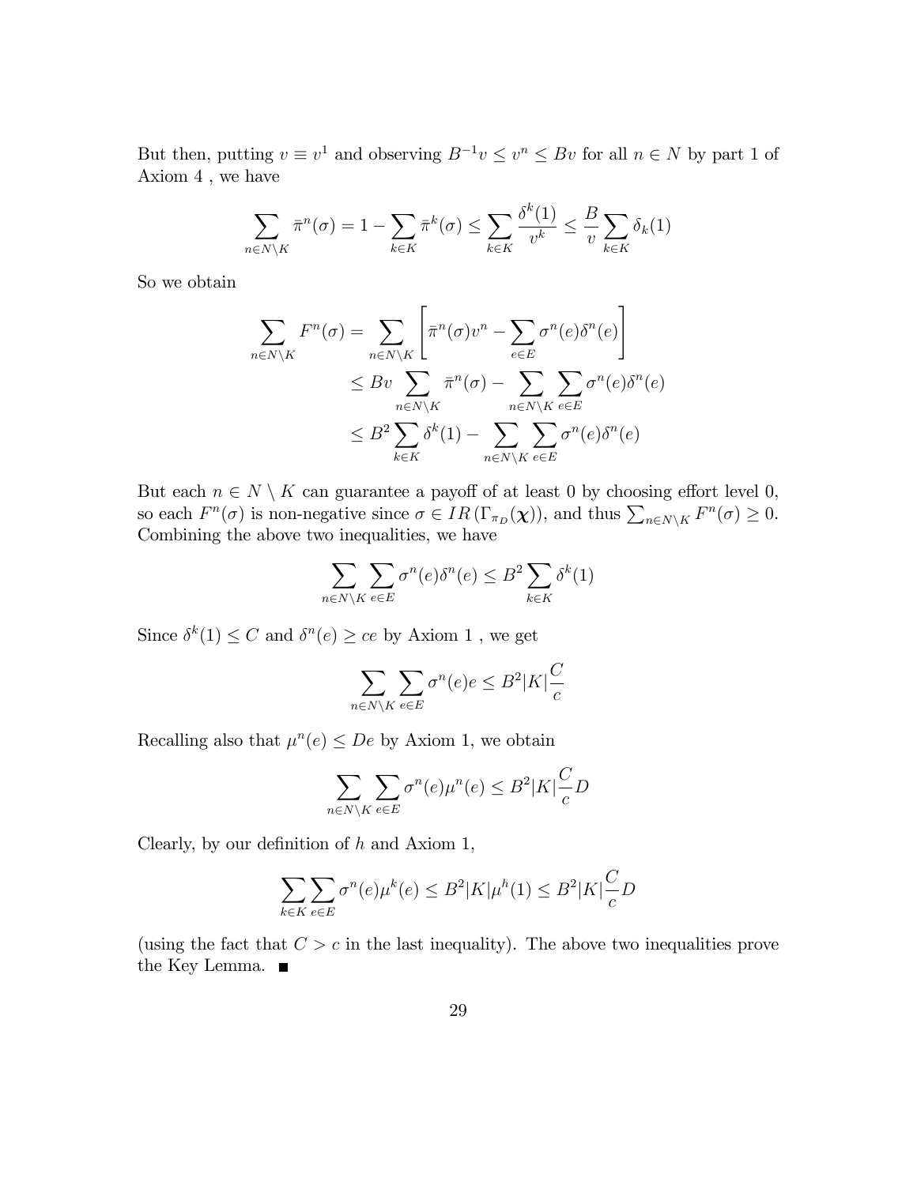But then, putting $v \equiv v^1$ and observing $B^{-1}v \leq v^n \leq Bv$ for all $n \in N$ by part 1 of Axiom 4 , we have

$$\sum_{n \in N \setminus K} \bar{\pi}^n(\sigma) = 1 - \sum_{k \in K} \bar{\pi}^k(\sigma) \leq \sum_{k \in K} \frac{\delta^k(1)}{v^k} \leq \frac{B}{v} \sum_{k \in K} \delta_k(1)$$

So we obtain

$$\begin{aligned}
\sum_{n \in N \setminus K} F^n(\sigma) &= \sum_{n \in N \setminus K} \left[ \bar{\pi}^n(\sigma) v^n - \sum_{e \in E} \sigma^n(e) \delta^n(e) \right] \\
&\leq Bv \sum_{n \in N \setminus K} \bar{\pi}^n(\sigma) - \sum_{n \in N \setminus K} \sum_{e \in E} \sigma^n(e) \delta^n(e) \\
&\leq B^2 \sum_{k \in K} \delta^k(1) - \sum_{n \in N \setminus K} \sum_{e \in E} \sigma^n(e) \delta^n(e)
\end{aligned}$$

But each $n \in N \setminus K$ can guarantee a payoff of at least 0 by choosing effort level 0, so each $F^n(\sigma)$ is non-negative since $\sigma \in IR\left(\Gamma_{\pi_D}(\boldsymbol{\chi})\right)$, and thus $\sum_{n \in N \setminus K} F^n(\sigma) \geq 0$. Combining the above two inequalities, we have

$$\sum_{n \in N \setminus K} \sum_{e \in E} \sigma^n(e) \delta^n(e) \leq B^2 \sum_{k \in K} \delta^k(1)$$

Since $\delta^k(1) \leq C$ and $\delta^n(e) \geq ce$ by Axiom 1 , we get

$$\sum_{n \in N \setminus K} \sum_{e \in E} \sigma^n(e) e \leq B^2 |K| \frac{C}{c}$$

Recalling also that $\mu^n(e) \leq De$ by Axiom 1, we obtain

$$\sum_{n \in N \setminus K} \sum_{e \in E} \sigma^n(e) \mu^n(e) \leq B^2 |K| \frac{C}{c} D$$

Clearly, by our definition of $h$ and Axiom 1,

$$\sum_{k \in K} \sum_{e \in E} \sigma^n(e) \mu^k(e) \leq B^2 |K| \mu^h(1) \leq B^2 |K| \frac{C}{c} D$$

(using the fact that $C > c$ in the last inequality). The above two inequalities prove the Key Lemma. ■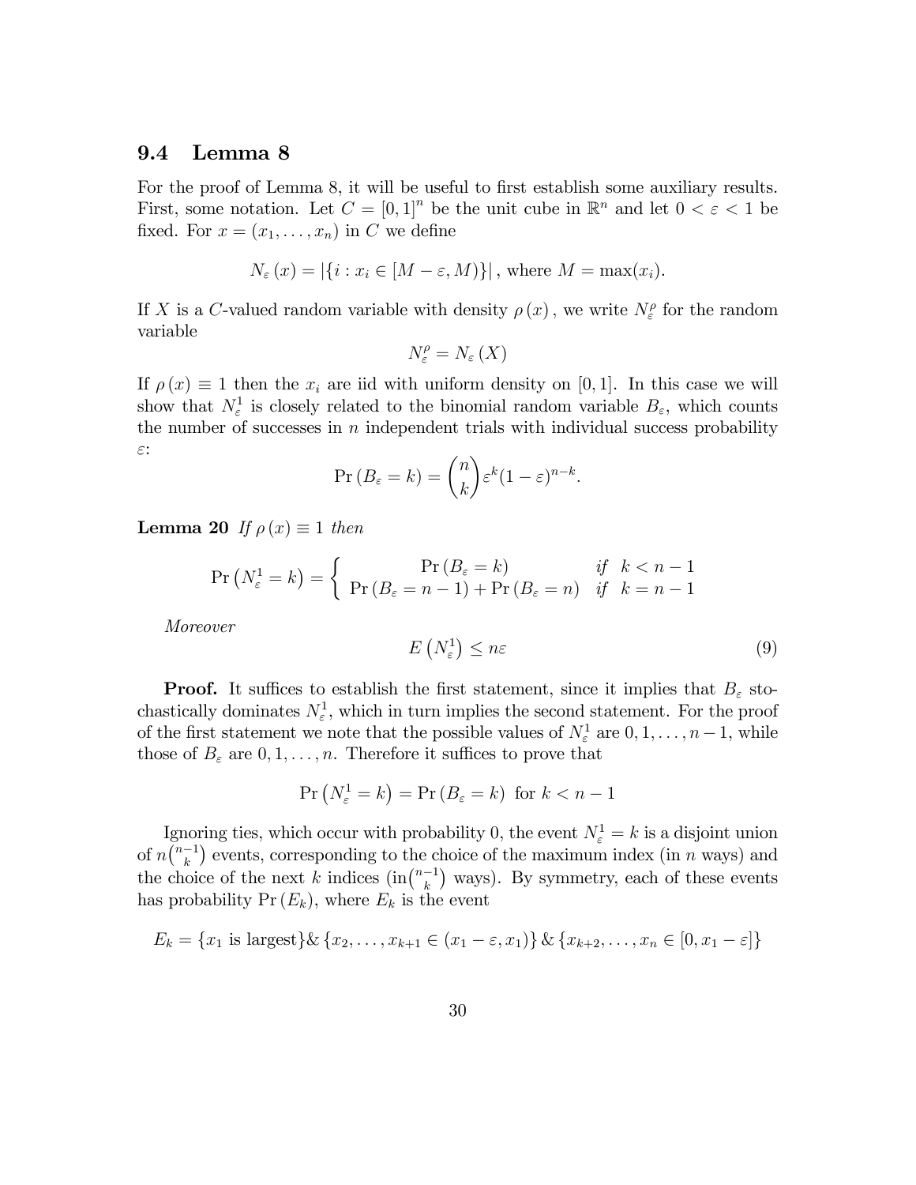### 9.4 Lemma 8

For the proof of Lemma 8, it will be useful to first establish some auxiliary results. First, some notation. Let $C = [0,1]^n$ be the unit cube in $\mathbb{R}^n$ and let $0 < \varepsilon < 1$ be fixed. For $x = (x_1, \ldots, x_n)$ in $C$ we define

$$N_\varepsilon(x) = |\{i : x_i \in [M - \varepsilon, M)\}|, \text{ where } M = \max(x_i).$$

If $X$ is a $C$-valued random variable with density $\rho(x)$, we write $N_\varepsilon^\rho$ for the random variable

$$N_\varepsilon^\rho = N_\varepsilon(X)$$

If $\rho(x) \equiv 1$ then the $x_i$ are iid with uniform density on $[0,1]$. In this case we will show that $N_\varepsilon^1$ is closely related to the binomial random variable $B_\varepsilon$, which counts the number of successes in $n$ independent trials with individual success probability $\varepsilon$:

$$\Pr(B_\varepsilon = k) = \binom{n}{k} \varepsilon^k (1-\varepsilon)^{n-k}.$$

**Lemma 20** *If $\rho(x) \equiv 1$ then*

$$\Pr\left(N_\varepsilon^1 = k\right) = \begin{cases} \Pr(B_\varepsilon = k) & \text{if } \; k < n-1 \\ \Pr(B_\varepsilon = n-1) + \Pr(B_\varepsilon = n) & \text{if } \; k = n-1 \end{cases}$$

*Moreover*

$$E\left(N_\varepsilon^1\right) \leq n\varepsilon \tag{9}$$

**Proof.** It suffices to establish the first statement, since it implies that $B_\varepsilon$ stochastically dominates $N_\varepsilon^1$, which in turn implies the second statement. For the proof of the first statement we note that the possible values of $N_\varepsilon^1$ are $0, 1, \ldots, n-1$, while those of $B_\varepsilon$ are $0, 1, \ldots, n$. Therefore it suffices to prove that

$$\Pr\left(N_\varepsilon^1 = k\right) = \Pr(B_\varepsilon = k) \text{ for } k < n-1$$

Ignoring ties, which occur with probability 0, the event $N_\varepsilon^1 = k$ is a disjoint union of $n\binom{n-1}{k}$ events, corresponding to the choice of the maximum index (in $n$ ways) and the choice of the next $k$ indices (in$\binom{n-1}{k}$ ways). By symmetry, each of these events has probability $\Pr(E_k)$, where $E_k$ is the event

$$E_k = \{x_1 \text{ is largest}\} \& \{x_2, \ldots, x_{k+1} \in (x_1 - \varepsilon, x_1)\} \& \{x_{k+2}, \ldots, x_n \in [0, x_1 - \varepsilon]\}$$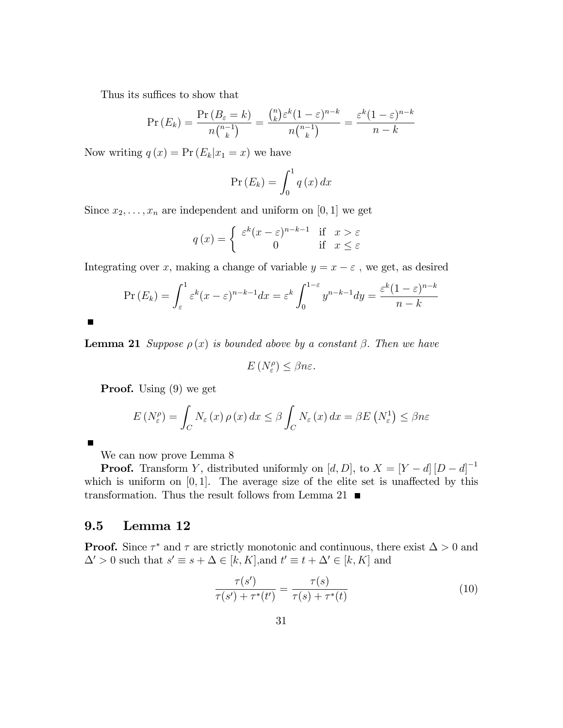Thus its suffices to show that

$$\Pr\left(E_k\right) = \frac{\Pr\left(B_\varepsilon = k\right)}{n\binom{n-1}{k}} = \frac{\binom{n}{k}\varepsilon^k(1-\varepsilon)^{n-k}}{n\binom{n-1}{k}} = \frac{\varepsilon^k(1-\varepsilon)^{n-k}}{n-k}$$

Now writing $q\left(x\right) = \Pr\left(E_k|x_1 = x\right)$ we have

$$\Pr\left(E_k\right) = \int_0^1 q\left(x\right)dx$$

Since $x_2, \ldots, x_n$ are independent and uniform on $[0,1]$ we get

$$q\left(x\right) = \begin{cases} \varepsilon^k(x-\varepsilon)^{n-k-1} & \text{if} \quad x > \varepsilon \\ 0 & \text{if} \quad x \leq \varepsilon \end{cases}$$

Integrating over $x$, making a change of variable $y = x - \varepsilon$ , we get, as desired

$$\Pr\left(E_k\right) = \int_\varepsilon^1 \varepsilon^k(x-\varepsilon)^{n-k-1}dx = \varepsilon^k \int_0^{1-\varepsilon} y^{n-k-1}dy = \frac{\varepsilon^k(1-\varepsilon)^{n-k}}{n-k}$$

■

**Lemma 21** *Suppose $\rho\left(x\right)$ is bounded above by a constant $\beta$. Then we have*

$$E\left(N_\varepsilon^\rho\right) \leq \beta n\varepsilon.$$

**Proof.** Using (9) we get

$$E\left(N_\varepsilon^\rho\right) = \int_C N_\varepsilon\left(x\right)\rho\left(x\right)dx \leq \beta\int_C N_\varepsilon\left(x\right)dx = \beta E\left(N_\varepsilon^1\right) \leq \beta n\varepsilon$$

■

We can now prove Lemma 8

**Proof.** Transform $Y$, distributed uniformly on $[d, D]$, to $X = [Y-d]\,[D-d]^{-1}$ which is uniform on $[0,1]$. The average size of the elite set is unaffected by this transformation. Thus the result follows from Lemma 21 ■

## 9.5 Lemma 12

**Proof.** Since $\tau^*$ and $\tau$ are strictly monotonic and continuous, there exist $\Delta > 0$ and $\Delta' > 0$ such that $s' \equiv s + \Delta \in [k, K]$,and $t' \equiv t + \Delta' \in [k, K]$ and

$$\frac{\tau(s')}{\tau(s') + \tau^*(t')} = \frac{\tau(s)}{\tau(s) + \tau^*(t)} \tag{10}$$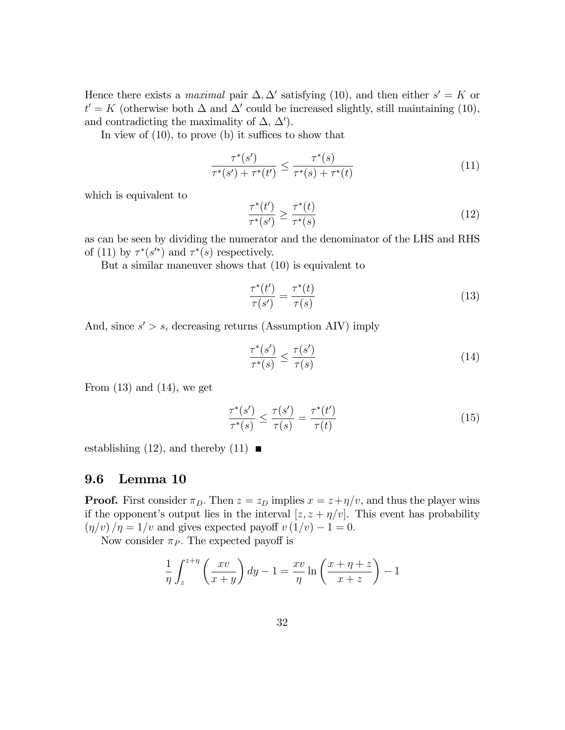Hence there exists a *maximal* pair $\Delta, \Delta'$ satisfying (10), and then either $s' = K$ or $t' = K$ (otherwise both $\Delta$ and $\Delta'$ could be increased slightly, still maintaining (10), and contradicting the maximality of $\Delta$, $\Delta'$).

In view of (10), to prove (b) it suffices to show that

$$\frac{\tau^*(s')}{\tau^*(s') + \tau^*(t')} \leq \frac{\tau^*(s)}{\tau^*(s) + \tau^*(t)} \tag{11}$$

which is equivalent to

$$\frac{\tau^*(t')}{\tau^*(s')} \geq \frac{\tau^*(t)}{\tau^*(s)} \tag{12}$$

as can be seen by dividing the numerator and the denominator of the LHS and RHS of (11) by $\tau^*(s'^*)$ and $\tau^*(s)$ respectively.

But a similar maneuver shows that (10) is equivalent to

$$\frac{\tau^*(t')}{\tau(s')} = \frac{\tau^*(t)}{\tau(s)} \tag{13}$$

And, since $s' > s$, decreasing returns (Assumption AIV) imply

$$\frac{\tau^*(s')}{\tau^*(s)} \leq \frac{\tau(s')}{\tau(s)} \tag{14}$$

From (13) and (14), we get

$$\frac{\tau^*(s')}{\tau^*(s)} \leq \frac{\tau(s')}{\tau(s)} = \frac{\tau^*(t')}{\tau(t)} \tag{15}$$

establishing (12), and thereby (11) ■

### 9.6 Lemma 10

**Proof.** First consider $\pi_D$. Then $z = z_D$ implies $x = z + \eta/v$, and thus the player wins if the opponent's output lies in the interval $[z, z + \eta/v]$. This event has probability $(\eta/v)/\eta = 1/v$ and gives expected payoff $v(1/v) - 1 = 0$.

Now consider $\pi_P$. The expected payoff is

$$\frac{1}{\eta}\int_z^{z+\eta}\left(\frac{xv}{x+y}\right)dy - 1 = \frac{xv}{\eta}\ln\left(\frac{x+\eta+z}{x+z}\right) - 1$$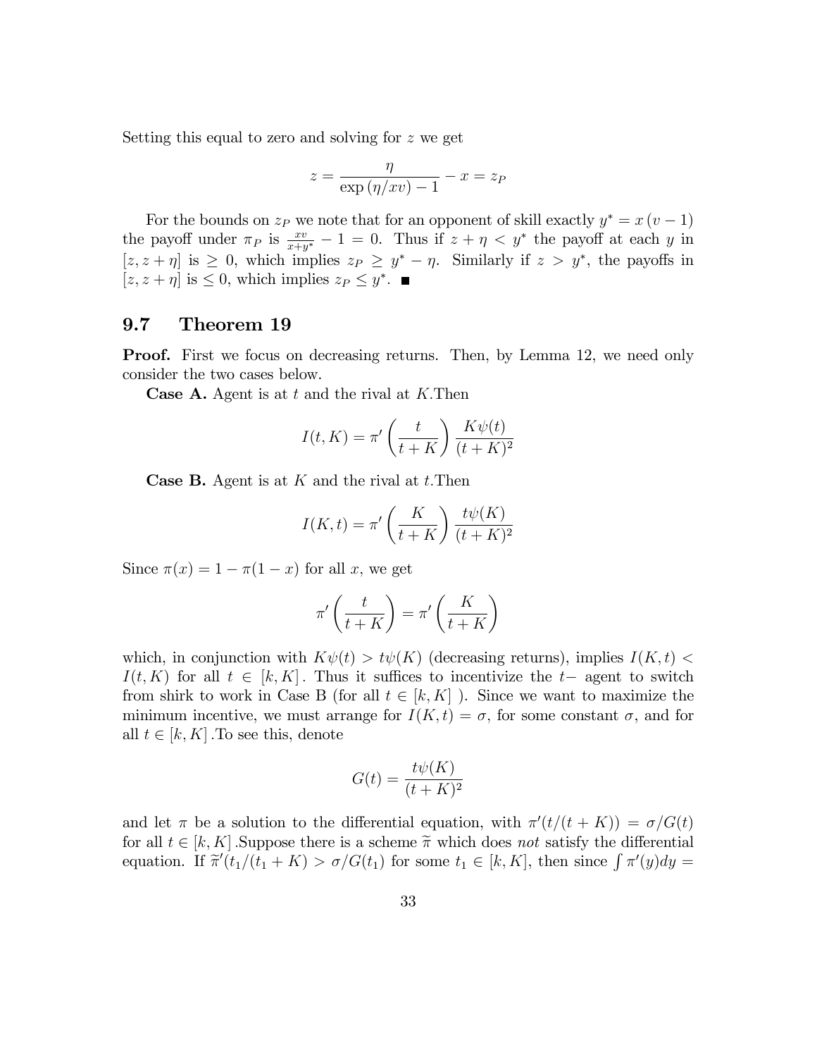Setting this equal to zero and solving for $z$ we get

$$z = \frac{\eta}{\exp\left(\eta/xv\right) - 1} - x = z_P$$

For the bounds on $z_P$ we note that for an opponent of skill exactly $y^* = x\left(v - 1\right)$ the payoff under $\pi_P$ is $\frac{xv}{x+y^*} - 1 = 0$. Thus if $z + \eta < y^*$ the payoff at each $y$ in $[z, z+\eta]$ is $\geq 0$, which implies $z_P \geq y^* - \eta$. Similarly if $z > y^*$, the payoffs in $[z, z+\eta]$ is $\leq 0$, which implies $z_P \leq y^*$. ■

## 9.7 Theorem 19

**Proof.** First we focus on decreasing returns. Then, by Lemma 12, we need only consider the two cases below.

**Case A.** Agent is at $t$ and the rival at $K$.Then

$$I(t, K) = \pi'\left(\frac{t}{t+K}\right)\frac{K\psi(t)}{(t+K)^2}$$

**Case B.** Agent is at $K$ and the rival at $t$.Then

$$I(K, t) = \pi'\left(\frac{K}{t+K}\right)\frac{t\psi(K)}{(t+K)^2}$$

Since $\pi(x) = 1 - \pi(1-x)$ for all $x$, we get

$$\pi'\left(\frac{t}{t+K}\right) = \pi'\left(\frac{K}{t+K}\right)$$

which, in conjunction with $K\psi(t) > t\psi(K)$ (decreasing returns), implies $I(K,t) < I(t,K)$ for all $t \in [k, K]$. Thus it suffices to incentivize the $t-$ agent to switch from shirk to work in Case B (for all $t \in [k, K]$ ). Since we want to maximize the minimum incentive, we must arrange for $I(K,t) = \sigma$, for some constant $\sigma$, and for all $t \in [k, K]$ .To see this, denote

$$G(t) = \frac{t\psi(K)}{(t+K)^2}$$

and let $\pi$ be a solution to the differential equation, with $\pi'(t/(t+K)) = \sigma/G(t)$ for all $t \in [k, K]$ .Suppose there is a scheme $\widetilde{\pi}$ which does *not* satisfy the differential equation. If $\widetilde{\pi}'(t_1/(t_1+K) > \sigma/G(t_1)$ for some $t_1 \in [k, K]$, then since $\int \pi'(y)dy =$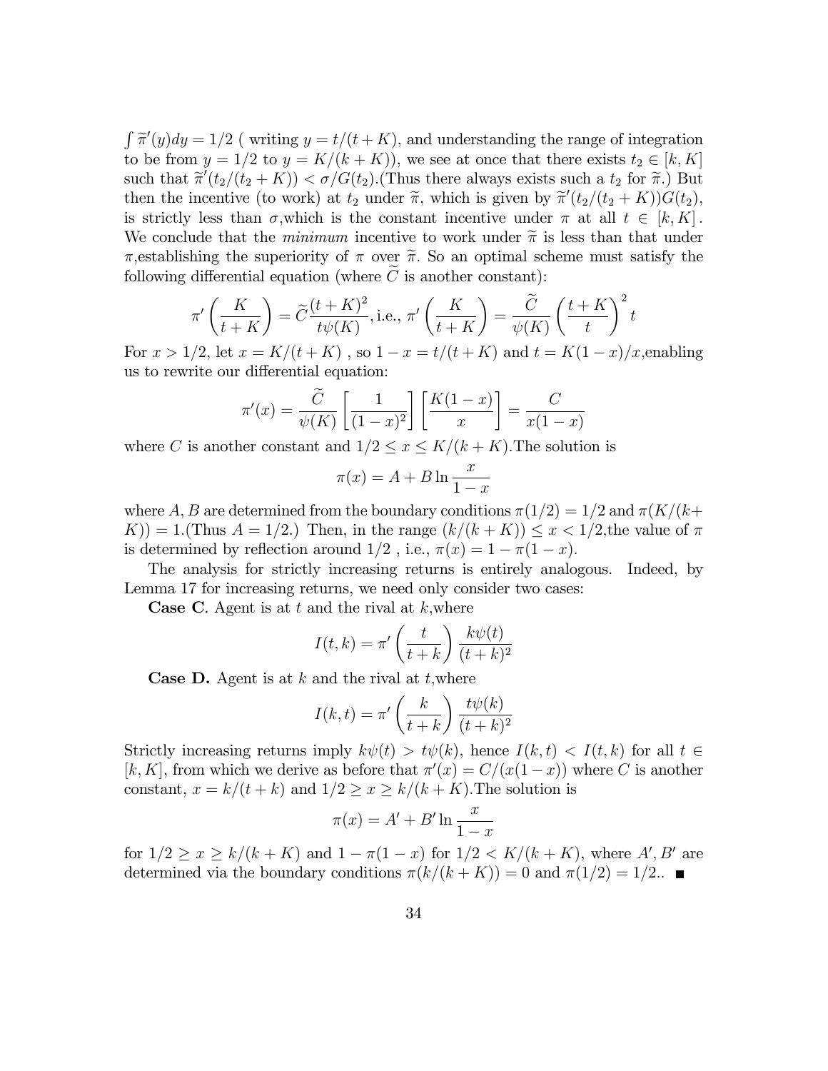$\int \widetilde{\pi}'(y)dy = 1/2$ ( writing $y = t/(t+K)$, and understanding the range of integration to be from $y = 1/2$ to $y = K/(k+K)$), we see at once that there exists $t_2 \in [k, K]$ such that $\widetilde{\pi}'(t_2/(t_2+K)) < \sigma/G(t_2)$.(Thus there always exists such a $t_2$ for $\widetilde{\pi}$.) But then the incentive (to work) at $t_2$ under $\widetilde{\pi}$, which is given by $\widetilde{\pi}'(t_2/(t_2+K))G(t_2)$, is strictly less than $\sigma$,which is the constant incentive under $\pi$ at all $t \in [k, K]$. We conclude that the *minimum* incentive to work under $\widetilde{\pi}$ is less than that under $\pi$,establishing the superiority of $\pi$ over $\widetilde{\pi}$. So an optimal scheme must satisfy the following differential equation (where $\widetilde{C}$ is another constant):

$$\pi'\left(\frac{K}{t+K}\right) = \widetilde{C}\frac{(t+K)^2}{t\psi(K)}, \text{i.e., } \pi'\left(\frac{K}{t+K}\right) = \frac{\widetilde{C}}{\psi(K)}\left(\frac{t+K}{t}\right)^2 t$$

For $x > 1/2$, let $x = K/(t+K)$ , so $1-x = t/(t+K)$ and $t = K(1-x)/x$,enabling us to rewrite our differential equation:

$$\pi'(x) = \frac{\widetilde{C}}{\psi(K)}\left[\frac{1}{(1-x)^2}\right]\left[\frac{K(1-x)}{x}\right] = \frac{C}{x(1-x)}$$

where $C$ is another constant and $1/2 \leq x \leq K/(k+K)$.The solution is

$$\pi(x) = A + B\ln\frac{x}{1-x}$$

where $A, B$ are determined from the boundary conditions $\pi(1/2) = 1/2$ and $\pi(K/(k+K)) = 1$.(Thus $A = 1/2$.) Then, in the range $(k/(k+K)) \leq x < 1/2$,the value of $\pi$ is determined by reflection around $1/2$ , i.e., $\pi(x) = 1 - \pi(1-x)$.

The analysis for strictly increasing returns is entirely analogous. Indeed, by Lemma 17 for increasing returns, we need only consider two cases:

**Case C**. Agent is at $t$ and the rival at $k$,where

$$I(t,k) = \pi'\left(\frac{t}{t+k}\right)\frac{k\psi(t)}{(t+k)^2}$$

**Case D.** Agent is at $k$ and the rival at $t$,where

$$I(k,t) = \pi'\left(\frac{k}{t+k}\right)\frac{t\psi(k)}{(t+k)^2}$$

Strictly increasing returns imply $k\psi(t) > t\psi(k)$, hence $I(k,t) < I(t,k)$ for all $t \in [k, K]$, from which we derive as before that $\pi'(x) = C/(x(1-x))$ where $C$ is another constant, $x = k/(t+k)$ and $1/2 \geq x \geq k/(k+K)$.The solution is

$$\pi(x) = A' + B'\ln\frac{x}{1-x}$$

for $1/2 \geq x \geq k/(k+K)$ and $1 - \pi(1-x)$ for $1/2 < K/(k+K)$, where $A', B'$ are determined via the boundary conditions $\pi(k/(k+K)) = 0$ and $\pi(1/2) = 1/2$.. ■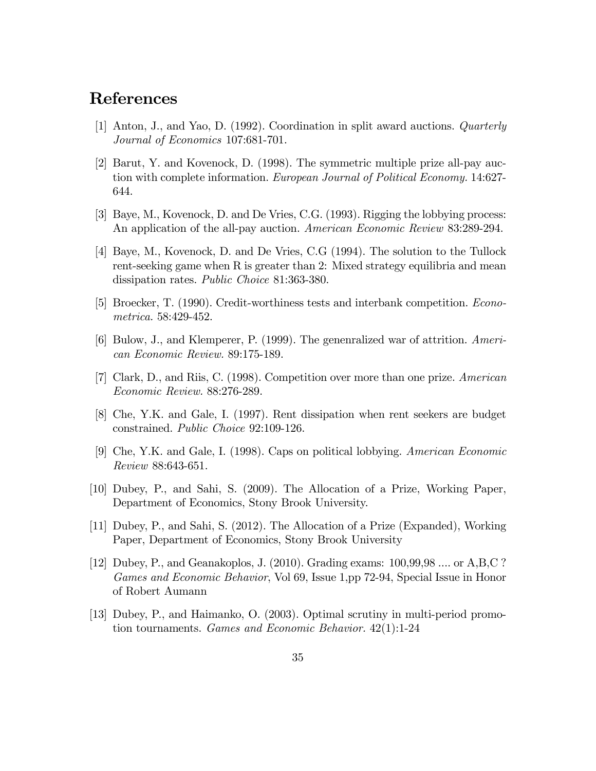## References

[1] Anton, J., and Yao, D. (1992). Coordination in split award auctions. *Quarterly Journal of Economics* 107:681-701.

[2] Barut, Y. and Kovenock, D. (1998). The symmetric multiple prize all-pay auction with complete information. *European Journal of Political Economy.* 14:627-644.

[3] Baye, M., Kovenock, D. and De Vries, C.G. (1993). Rigging the lobbying process: An application of the all-pay auction. *American Economic Review* 83:289-294.

[4] Baye, M., Kovenock, D. and De Vries, C.G (1994). The solution to the Tullock rent-seeking game when R is greater than 2: Mixed strategy equilibria and mean dissipation rates. *Public Choice* 81:363-380.

[5] Broecker, T. (1990). Credit-worthiness tests and interbank competition. *Econometrica.* 58:429-452.

[6] Bulow, J., and Klemperer, P. (1999). The genenralized war of attrition. *American Economic Review.* 89:175-189.

[7] Clark, D., and Riis, C. (1998). Competition over more than one prize. *American Economic Review.* 88:276-289.

[8] Che, Y.K. and Gale, I. (1997). Rent dissipation when rent seekers are budget constrained. *Public Choice* 92:109-126.

[9] Che, Y.K. and Gale, I. (1998). Caps on political lobbying. *American Economic Review* 88:643-651.

[10] Dubey, P., and Sahi, S. (2009). The Allocation of a Prize, Working Paper, Department of Economics, Stony Brook University.

[11] Dubey, P., and Sahi, S. (2012). The Allocation of a Prize (Expanded), Working Paper, Department of Economics, Stony Brook University

[12] Dubey, P., and Geanakoplos, J. (2010). Grading exams: 100,99,98 .... or A,B,C ? *Games and Economic Behavior*, Vol 69, Issue 1,pp 72-94, Special Issue in Honor of Robert Aumann

[13] Dubey, P., and Haimanko, O. (2003). Optimal scrutiny in multi-period promotion tournaments. *Games and Economic Behavior.* 42(1):1-24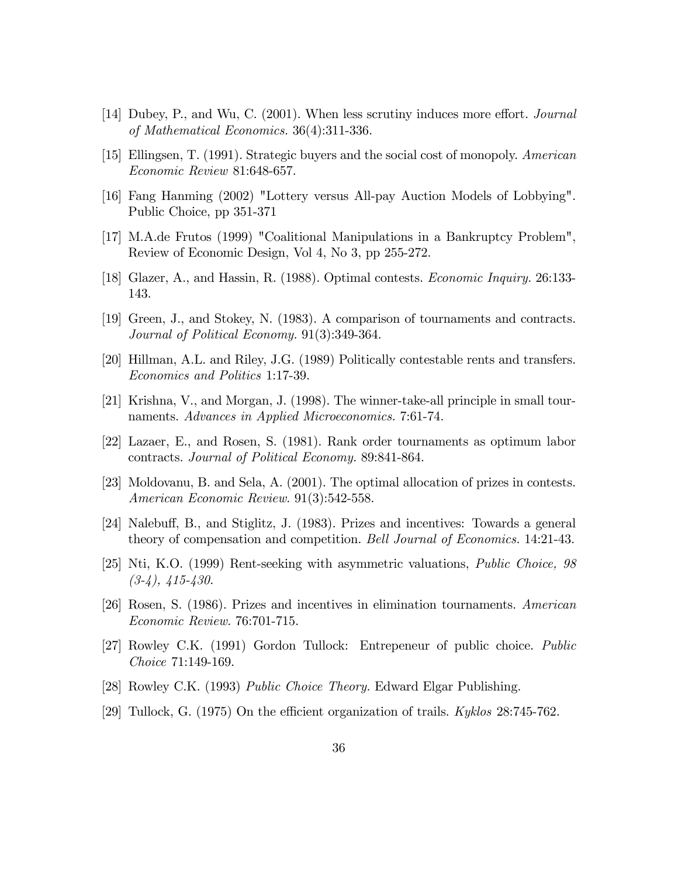[14] Dubey, P., and Wu, C. (2001). When less scrutiny induces more effort. *Journal of Mathematical Economics.* 36(4):311-336.

[15] Ellingsen, T. (1991). Strategic buyers and the social cost of monopoly. *American Economic Review* 81:648-657.

[16] Fang Hanming (2002) "Lottery versus All-pay Auction Models of Lobbying". Public Choice, pp 351-371

[17] M.A.de Frutos (1999) "Coalitional Manipulations in a Bankruptcy Problem", Review of Economic Design, Vol 4, No 3, pp 255-272.

[18] Glazer, A., and Hassin, R. (1988). Optimal contests. *Economic Inquiry.* 26:133-143.

[19] Green, J., and Stokey, N. (1983). A comparison of tournaments and contracts. *Journal of Political Economy.* 91(3):349-364.

[20] Hillman, A.L. and Riley, J.G. (1989) Politically contestable rents and transfers. *Economics and Politics* 1:17-39.

[21] Krishna, V., and Morgan, J. (1998). The winner-take-all principle in small tournaments. *Advances in Applied Microeconomics.* 7:61-74.

[22] Lazaer, E., and Rosen, S. (1981). Rank order tournaments as optimum labor contracts. *Journal of Political Economy.* 89:841-864.

[23] Moldovanu, B. and Sela, A. (2001). The optimal allocation of prizes in contests. *American Economic Review.* 91(3):542-558.

[24] Nalebuff, B., and Stiglitz, J. (1983). Prizes and incentives: Towards a general theory of compensation and competition. *Bell Journal of Economics.* 14:21-43.

[25] Nti, K.O. (1999) Rent-seeking with asymmetric valuations, *Public Choice, 98 (3-4), 415-430.*

[26] Rosen, S. (1986). Prizes and incentives in elimination tournaments. *American Economic Review.* 76:701-715.

[27] Rowley C.K. (1991) Gordon Tullock: Entrepeneur of public choice. *Public Choice* 71:149-169.

[28] Rowley C.K. (1993) *Public Choice Theory.* Edward Elgar Publishing.

[29] Tullock, G. (1975) On the efficient organization of trails. *Kyklos* 28:745-762.